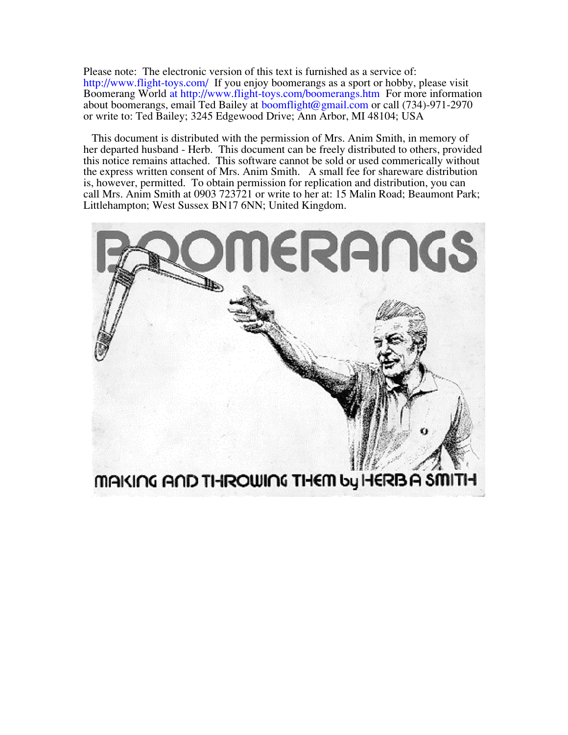Please note: The electronic version of this text is furnished as a service of: http://www.flight-toys.com/ If you enjoy boomerangs as a sport or hobby, please visit Boomerang World at http://www.flight-toys.com/boomerangs.htm For more information about boomerangs, email Ted Bailey at boomflight@gmail.com or call (734)-971-2970 or write to: Ted Bailey; 3245 Edgewood Drive; Ann Arbor, MI 48104; USA

This document is distributed with the permission of Mrs. Anim Smith, in memory of her departed husband - Herb. This document can be freely distributed to others, provided this notice remains attached. This software cannot be sold or used commerically without the express written consent of Mrs. Anim Smith. A small fee for shareware distribution is, however, permitted. To obtain permission for replication and distribution, you can call Mrs. Anim Smith at 0903 723721 or write to her at: 15 Malin Road; Beaumont Park; Littlehampton; West Sussex BN17 6NN; United Kingdom.

# BOOMERANGS

MAKING AND THROWING THEM by HERB A SMITH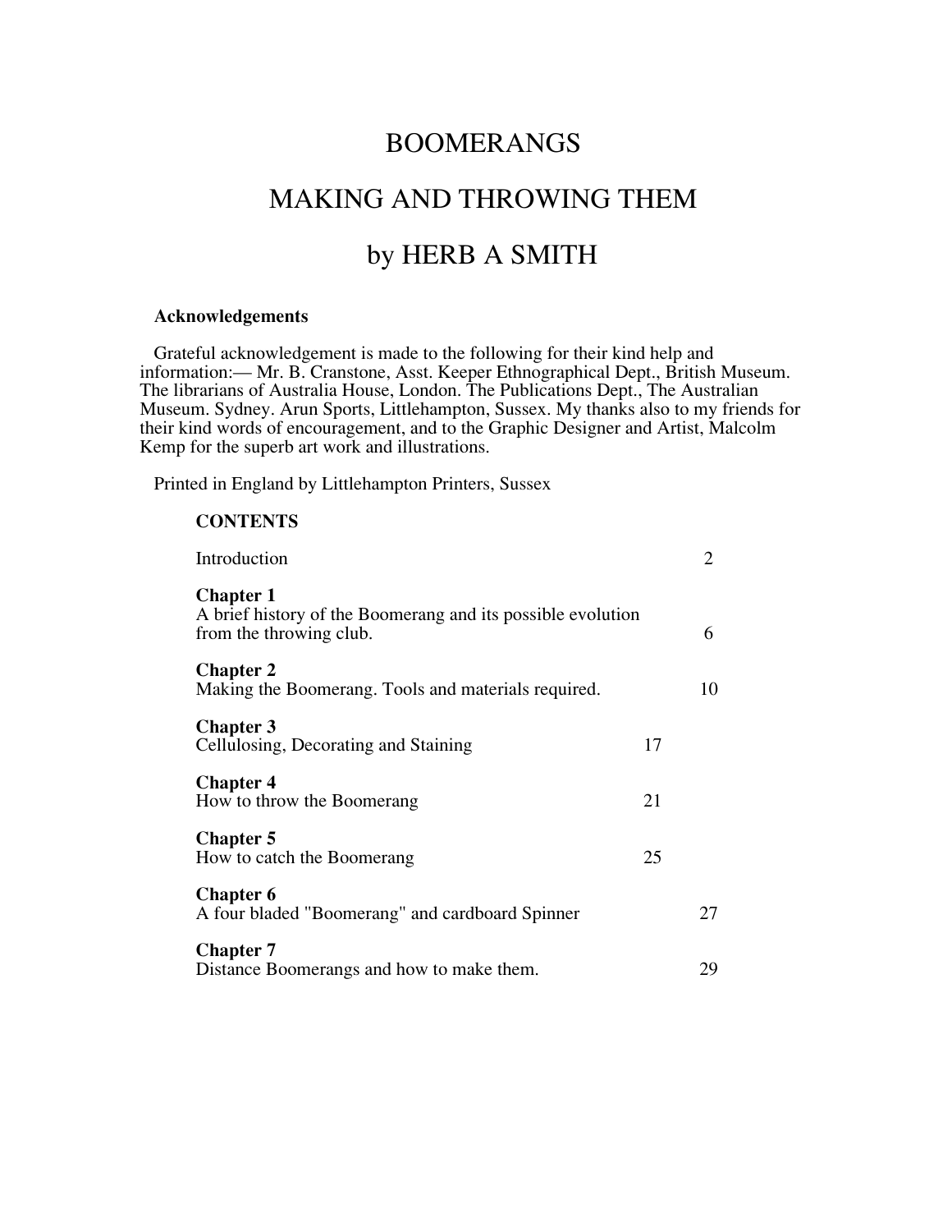# BOOMERANGS

# MAKING AND THROWING THEM

# by HERB A SMITH

**Acknowledgements**

Grateful acknowledgement is made to the following for their kind help and information:— Mr. B. Cranstone, Asst. Keeper Ethnographical Dept., British Museum. The librarians of Australia House, London. The Publications Dept., The Australian Museum. Sydney. Arun Sports, Littlehampton, Sussex. My thanks also to my friends for their kind words of encouragement, and to the Graphic Designer and Artist, Malcolm Kemp for the superb art work and illustrations.

Printed in England by Littlehampton Printers, Sussex

**CONTENTS**

| | |
|---|---|
| Introduction | 2 |
| **Chapter 1**<br>A brief history of the Boomerang and its possible evolution from the throwing club. | 6 |
| **Chapter 2**<br>Making the Boomerang. Tools and materials required. | 10 |
| **Chapter 3**<br>Cellulosing, Decorating and Staining | 17 |
| **Chapter 4**<br>How to throw the Boomerang | 21 |
| **Chapter 5**<br>How to catch the Boomerang | 25 |
| **Chapter 6**<br>A four bladed "Boomerang" and cardboard Spinner | 27 |
| **Chapter 7**<br>Distance Boomerangs and how to make them. | 29 |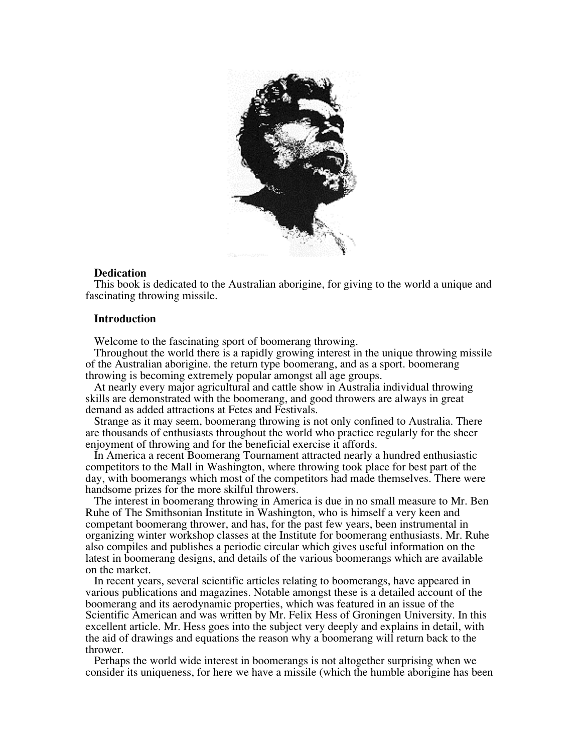**Dedication**

This book is dedicated to the Australian aborigine, for giving to the world a unique and fascinating throwing missile.

**Introduction**

Welcome to the fascinating sport of boomerang throwing.

Throughout the world there is a rapidly growing interest in the unique throwing missile of the Australian aborigine. the return type boomerang, and as a sport. boomerang throwing is becoming extremely popular amongst all age groups.

At nearly every major agricultural and cattle show in Australia individual throwing skills are demonstrated with the boomerang, and good throwers are always in great demand as added attractions at Fetes and Festivals.

Strange as it may seem, boomerang throwing is not only confined to Australia. There are thousands of enthusiasts throughout the world who practice regularly for the sheer enjoyment of throwing and for the beneficial exercise it affords.

In America a recent Boomerang Tournament attracted nearly a hundred enthusiastic competitors to the Mall in Washington, where throwing took place for best part of the day, with boomerangs which most of the competitors had made themselves. There were handsome prizes for the more skilful throwers.

The interest in boomerang throwing in America is due in no small measure to Mr. Ben Ruhe of The Smithsonian Institute in Washington, who is himself a very keen and competant boomerang thrower, and has, for the past few years, been instrumental in organizing winter workshop classes at the Institute for boomerang enthusiasts. Mr. Ruhe also compiles and publishes a periodic circular which gives useful information on the latest in boomerang designs, and details of the various boomerangs which are available on the market.

In recent years, several scientific articles relating to boomerangs, have appeared in various publications and magazines. Notable amongst these is a detailed account of the boomerang and its aerodynamic properties, which was featured in an issue of the Scientific American and was written by Mr. Felix Hess of Groningen University. In this excellent article. Mr. Hess goes into the subject very deeply and explains in detail, with the aid of drawings and equations the reason why a boomerang will return back to the thrower.

Perhaps the world wide interest in boomerangs is not altogether surprising when we consider its uniqueness, for here we have a missile (which the humble aborigine has been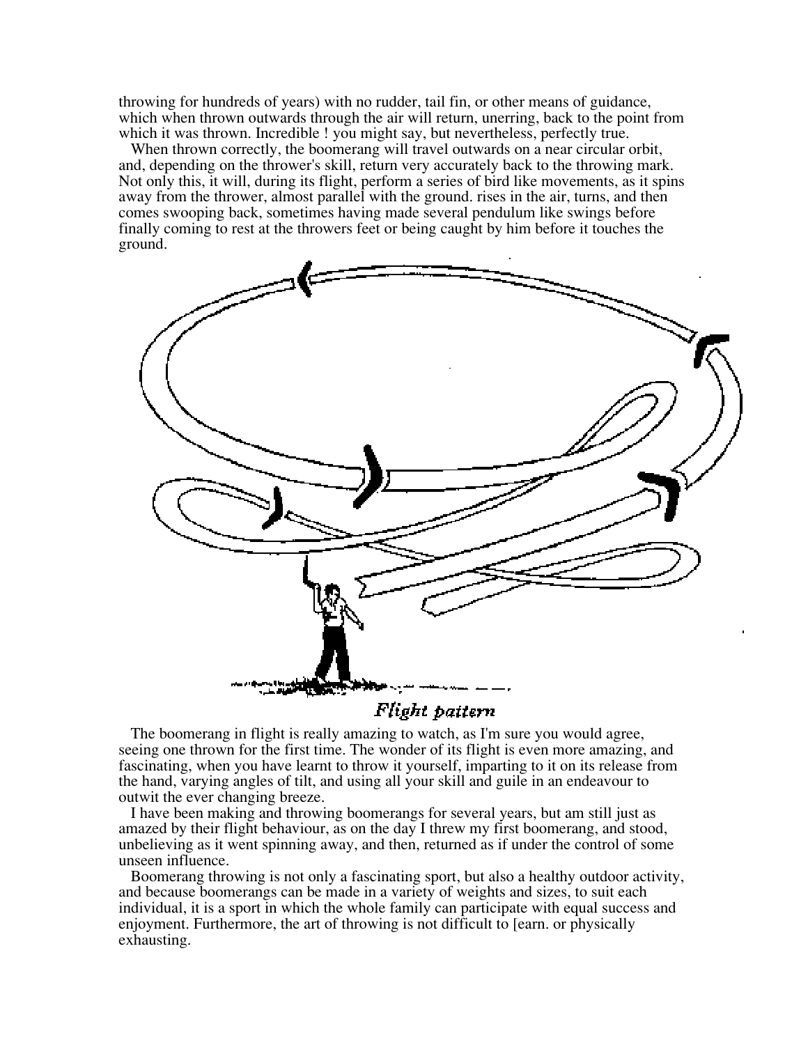throwing for hundreds of years) with no rudder, tail fin, or other means of guidance, which when thrown outwards through the air will return, unerring, back to the point from which it was thrown. Incredible ! you might say, but nevertheless, perfectly true.

When thrown correctly, the boomerang will travel outwards on a near circular orbit, and, depending on the thrower's skill, return very accurately back to the throwing mark. Not only this, it will, during its flight, perform a series of bird like movements, as it spins away from the thrower, almost parallel with the ground. rises in the air, turns, and then comes swooping back, sometimes having made several pendulum like swings before finally coming to rest at the throwers feet or being caught by him before it touches the ground.

*Flight pattern*

The boomerang in flight is really amazing to watch, as I'm sure you would agree, seeing one thrown for the first time. The wonder of its flight is even more amazing, and fascinating, when you have learnt to throw it yourself, imparting to it on its release from the hand, varying angles of tilt, and using all your skill and guile in an endeavour to outwit the ever changing breeze.

I have been making and throwing boomerangs for several years, but am still just as amazed by their flight behaviour, as on the day I threw my first boomerang, and stood, unbelieving as it went spinning away, and then, returned as if under the control of some unseen influence.

Boomerang throwing is not only a fascinating sport, but also a healthy outdoor activity, and because boomerangs can be made in a variety of weights and sizes, to suit each individual, it is a sport in which the whole family can participate with equal success and enjoyment. Furthermore, the art of throwing is not difficult to [earn. or physically exhausting.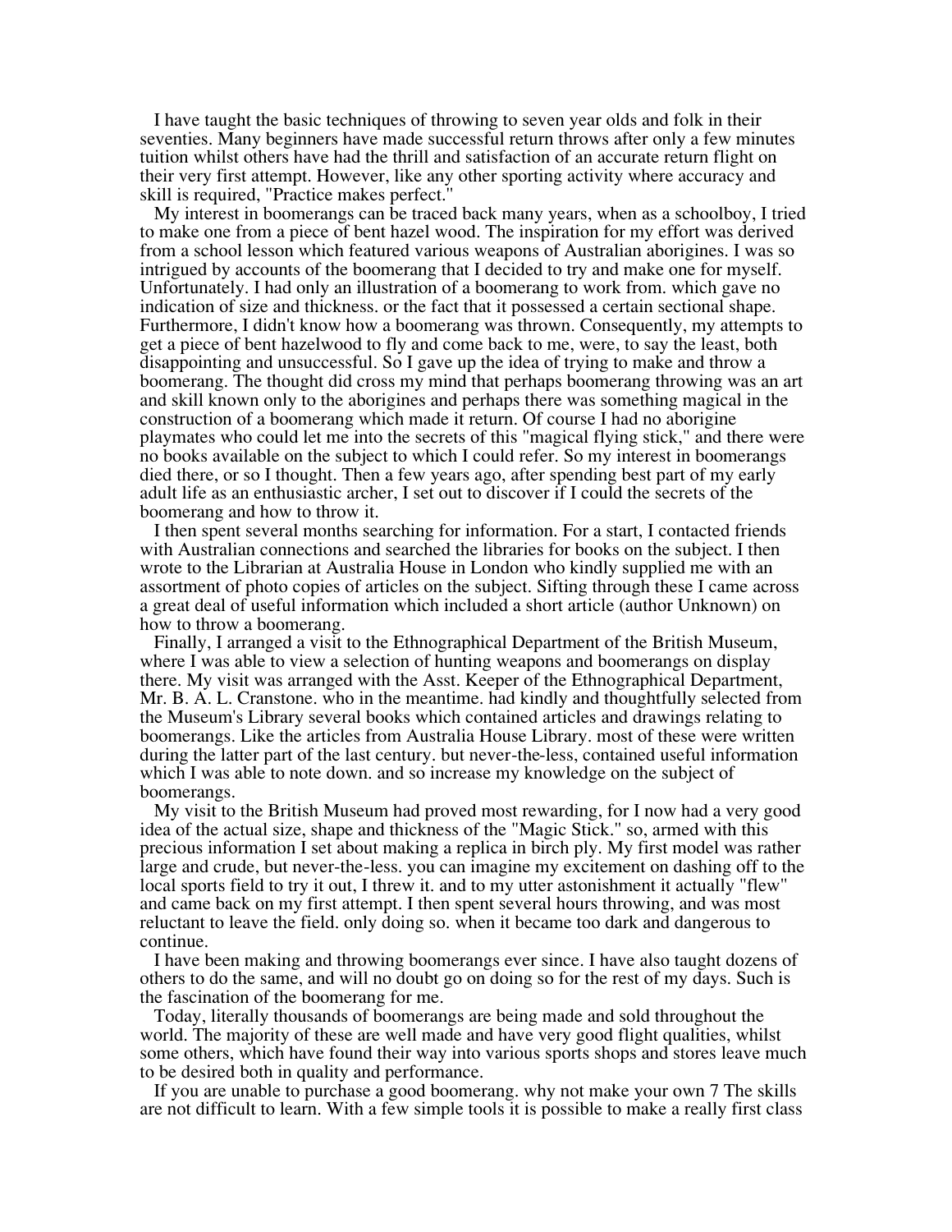I have taught the basic techniques of throwing to seven year olds and folk in their seventies. Many beginners have made successful return throws after only a few minutes tuition whilst others have had the thrill and satisfaction of an accurate return flight on their very first attempt. However, like any other sporting activity where accuracy and skill is required, "Practice makes perfect."

My interest in boomerangs can be traced back many years, when as a schoolboy, I tried to make one from a piece of bent hazel wood. The inspiration for my effort was derived from a school lesson which featured various weapons of Australian aborigines. I was so intrigued by accounts of the boomerang that I decided to try and make one for myself. Unfortunately. I had only an illustration of a boomerang to work from. which gave no indication of size and thickness. or the fact that it possessed a certain sectional shape. Furthermore, I didn't know how a boomerang was thrown. Consequently, my attempts to get a piece of bent hazelwood to fly and come back to me, were, to say the least, both disappointing and unsuccessful. So I gave up the idea of trying to make and throw a boomerang. The thought did cross my mind that perhaps boomerang throwing was an art and skill known only to the aborigines and perhaps there was something magical in the construction of a boomerang which made it return. Of course I had no aborigine playmates who could let me into the secrets of this "magical flying stick," and there were no books available on the subject to which I could refer. So my interest in boomerangs died there, or so I thought. Then a few years ago, after spending best part of my early adult life as an enthusiastic archer, I set out to discover if I could the secrets of the boomerang and how to throw it.

I then spent several months searching for information. For a start, I contacted friends with Australian connections and searched the libraries for books on the subject. I then wrote to the Librarian at Australia House in London who kindly supplied me with an assortment of photo copies of articles on the subject. Sifting through these I came across a great deal of useful information which included a short article (author Unknown) on how to throw a boomerang.

Finally, I arranged a visit to the Ethnographical Department of the British Museum, where I was able to view a selection of hunting weapons and boomerangs on display there. My visit was arranged with the Asst. Keeper of the Ethnographical Department, Mr. B. A. L. Cranstone. who in the meantime. had kindly and thoughtfully selected from the Museum's Library several books which contained articles and drawings relating to boomerangs. Like the articles from Australia House Library. most of these were written during the latter part of the last century. but never-the-less, contained useful information which I was able to note down. and so increase my knowledge on the subject of boomerangs.

My visit to the British Museum had proved most rewarding, for I now had a very good idea of the actual size, shape and thickness of the "Magic Stick." so, armed with this precious information I set about making a replica in birch ply. My first model was rather large and crude, but never-the-less. you can imagine my excitement on dashing off to the local sports field to try it out, I threw it. and to my utter astonishment it actually "flew" and came back on my first attempt. I then spent several hours throwing, and was most reluctant to leave the field. only doing so. when it became too dark and dangerous to continue.

I have been making and throwing boomerangs ever since. I have also taught dozens of others to do the same, and will no doubt go on doing so for the rest of my days. Such is the fascination of the boomerang for me.

Today, literally thousands of boomerangs are being made and sold throughout the world. The majority of these are well made and have very good flight qualities, whilst some others, which have found their way into various sports shops and stores leave much to be desired both in quality and performance.

If you are unable to purchase a good boomerang. why not make your own 7 The skills are not difficult to learn. With a few simple tools it is possible to make a really first class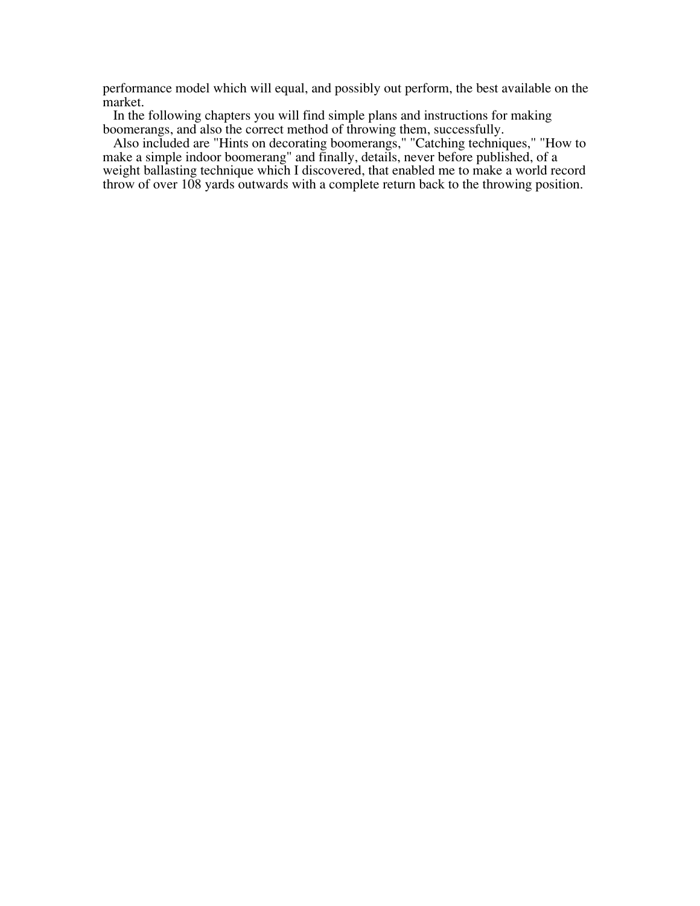performance model which will equal, and possibly out perform, the best available on the market.

In the following chapters you will find simple plans and instructions for making boomerangs, and also the correct method of throwing them, successfully.

Also included are "Hints on decorating boomerangs," "Catching techniques," "How to make a simple indoor boomerang" and finally, details, never before published, of a weight ballasting technique which I discovered, that enabled me to make a world record throw of over 108 yards outwards with a complete return back to the throwing position.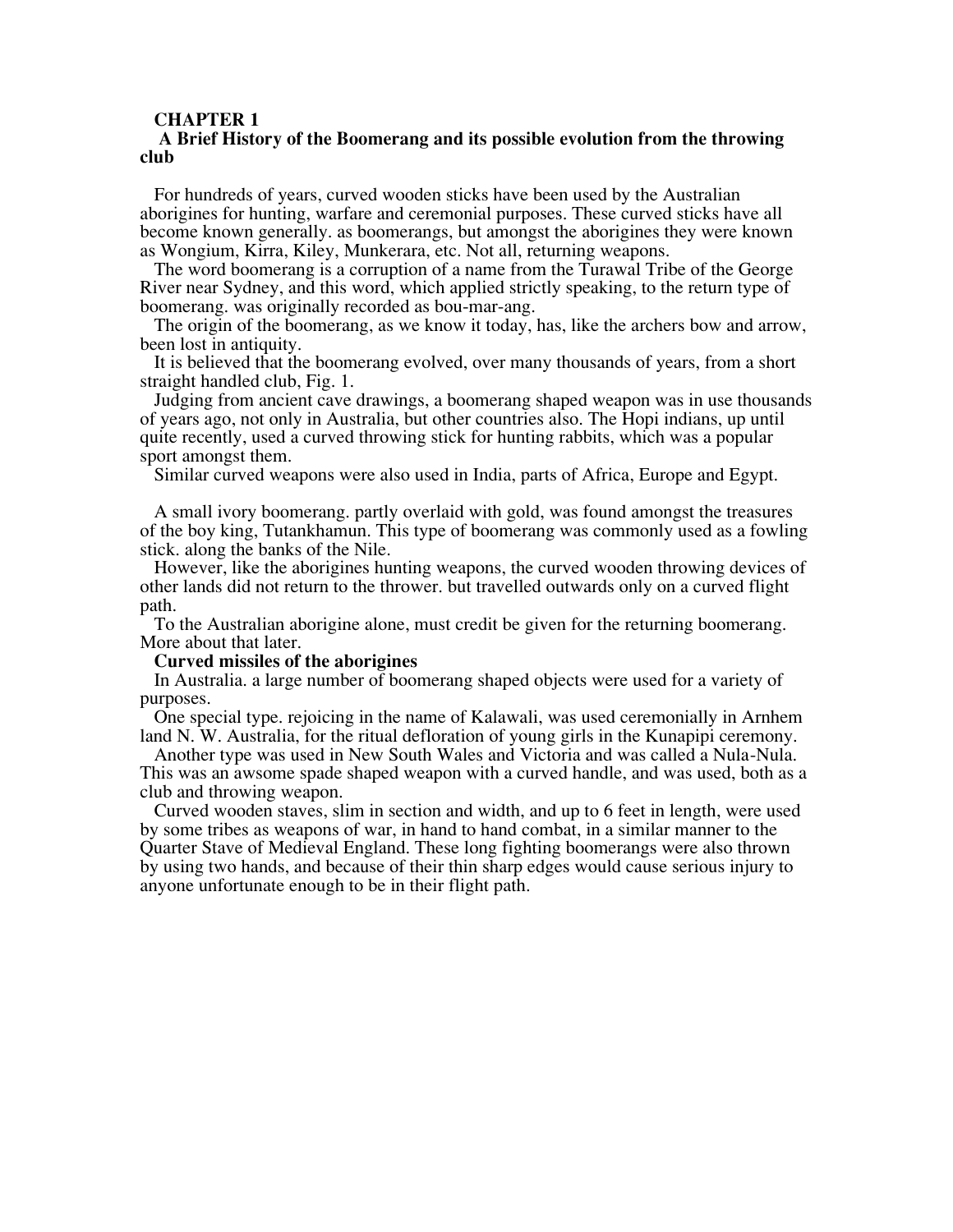# CHAPTER 1

## A Brief History of the Boomerang and its possible evolution from the throwing club

For hundreds of years, curved wooden sticks have been used by the Australian aborigines for hunting, warfare and ceremonial purposes. These curved sticks have all become known generally. as boomerangs, but amongst the aborigines they were known as Wongium, Kirra, Kiley, Munkerara, etc. Not all, returning weapons.

The word boomerang is a corruption of a name from the Turawal Tribe of the George River near Sydney, and this word, which applied strictly speaking, to the return type of boomerang. was originally recorded as bou-mar-ang.

The origin of the boomerang, as we know it today, has, like the archers bow and arrow, been lost in antiquity.

It is believed that the boomerang evolved, over many thousands of years, from a short straight handled club, Fig. 1.

Judging from ancient cave drawings, a boomerang shaped weapon was in use thousands of years ago, not only in Australia, but other countries also. The Hopi indians, up until quite recently, used a curved throwing stick for hunting rabbits, which was a popular sport amongst them.

Similar curved weapons were also used in India, parts of Africa, Europe and Egypt.

A small ivory boomerang. partly overlaid with gold, was found amongst the treasures of the boy king, Tutankhamun. This type of boomerang was commonly used as a fowling stick. along the banks of the Nile.

However, like the aborigines hunting weapons, the curved wooden throwing devices of other lands did not return to the thrower. but travelled outwards only on a curved flight path.

To the Australian aborigine alone, must credit be given for the returning boomerang. More about that later.

**Curved missiles of the aborigines**

In Australia. a large number of boomerang shaped objects were used for a variety of purposes.

One special type. rejoicing in the name of Kalawali, was used ceremonially in Arnhem land N. W. Australia, for the ritual defloration of young girls in the Kunapipi ceremony.

Another type was used in New South Wales and Victoria and was called a Nula-Nula. This was an awsome spade shaped weapon with a curved handle, and was used, both as a club and throwing weapon.

Curved wooden staves, slim in section and width, and up to 6 feet in length, were used by some tribes as weapons of war, in hand to hand combat, in a similar manner to the Quarter Stave of Medieval England. These long fighting boomerangs were also thrown by using two hands, and because of their thin sharp edges would cause serious injury to anyone unfortunate enough to be in their flight path.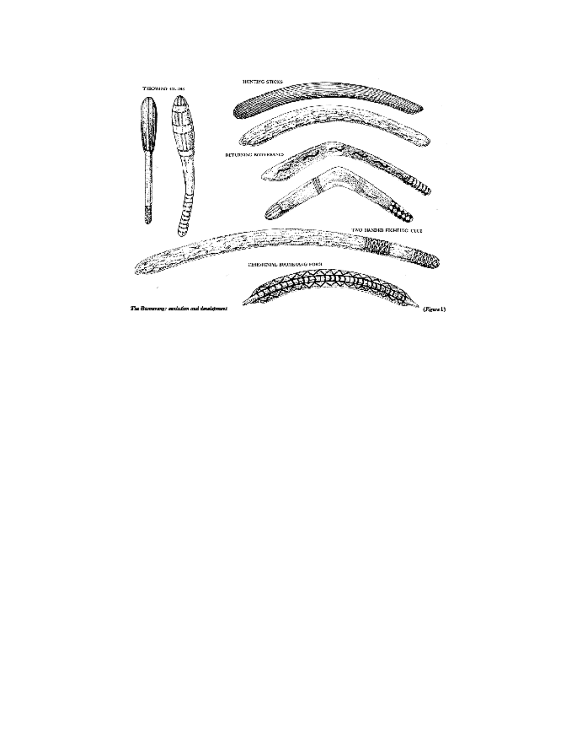*The Boomerang: evolution and development* (Figure 1)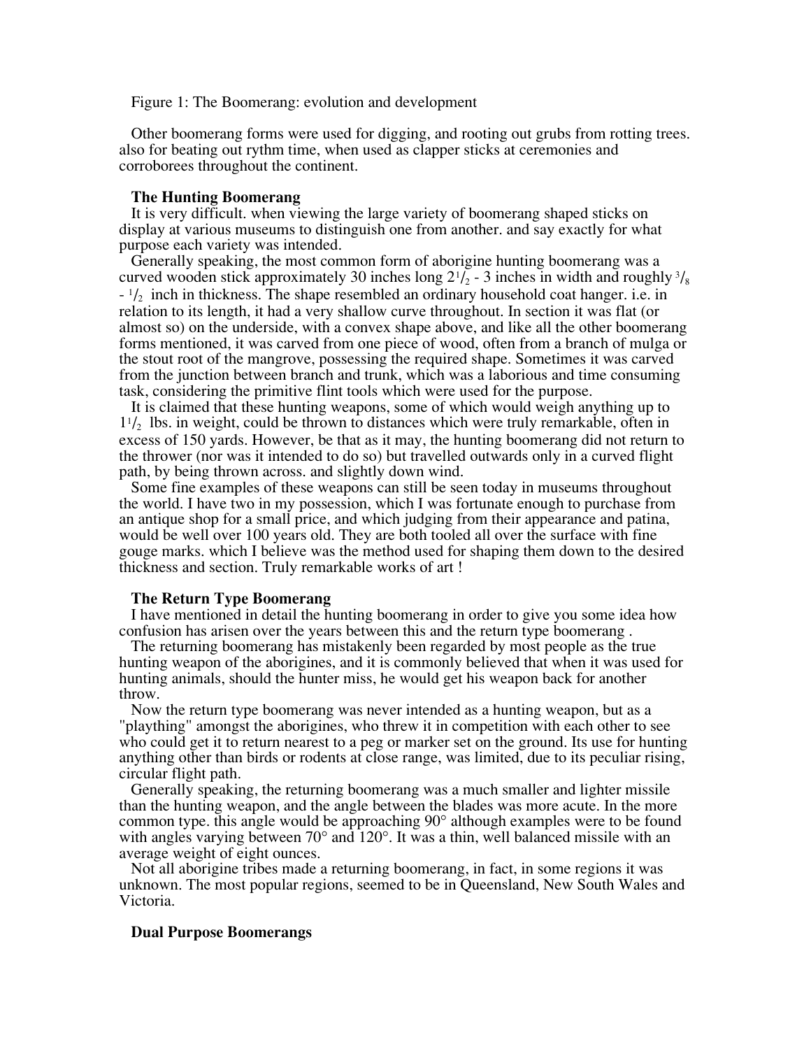Figure 1: The Boomerang: evolution and development

Other boomerang forms were used for digging, and rooting out grubs from rotting trees. also for beating out rythm time, when used as clapper sticks at ceremonies and corroborees throughout the continent.

### The Hunting Boomerang

It is very difficult. when viewing the large variety of boomerang shaped sticks on display at various museums to distinguish one from another. and say exactly for what purpose each variety was intended.

Generally speaking, the most common form of aborigine hunting boomerang was a curved wooden stick approximately 30 inches long $2^1/_2$ - 3 inches in width and roughly $^3/_8$ - $^1/_2$ inch in thickness. The shape resembled an ordinary household coat hanger. i.e. in relation to its length, it had a very shallow curve throughout. In section it was flat (or almost so) on the underside, with a convex shape above, and like all the other boomerang forms mentioned, it was carved from one piece of wood, often from a branch of mulga or the stout root of the mangrove, possessing the required shape. Sometimes it was carved from the junction between branch and trunk, which was a laborious and time consuming task, considering the primitive flint tools which were used for the purpose.

It is claimed that these hunting weapons, some of which would weigh anything up to $1^1/_2$ lbs. in weight, could be thrown to distances which were truly remarkable, often in excess of 150 yards. However, be that as it may, the hunting boomerang did not return to the thrower (nor was it intended to do so) but travelled outwards only in a curved flight path, by being thrown across. and slightly down wind.

Some fine examples of these weapons can still be seen today in museums throughout the world. I have two in my possession, which I was fortunate enough to purchase from an antique shop for a small price, and which judging from their appearance and patina, would be well over 100 years old. They are both tooled all over the surface with fine gouge marks. which I believe was the method used for shaping them down to the desired thickness and section. Truly remarkable works of art !

### The Return Type Boomerang

I have mentioned in detail the hunting boomerang in order to give you some idea how confusion has arisen over the years between this and the return type boomerang .

The returning boomerang has mistakenly been regarded by most people as the true hunting weapon of the aborigines, and it is commonly believed that when it was used for hunting animals, should the hunter miss, he would get his weapon back for another throw.

Now the return type boomerang was never intended as a hunting weapon, but as a "plaything" amongst the aborigines, who threw it in competition with each other to see who could get it to return nearest to a peg or marker set on the ground. Its use for hunting anything other than birds or rodents at close range, was limited, due to its peculiar rising, circular flight path.

Generally speaking, the returning boomerang was a much smaller and lighter missile than the hunting weapon, and the angle between the blades was more acute. In the more common type. this angle would be approaching 90° although examples were to be found with angles varying between 70° and 120°. It was a thin, well balanced missile with an average weight of eight ounces.

Not all aborigine tribes made a returning boomerang, in fact, in some regions it was unknown. The most popular regions, seemed to be in Queensland, New South Wales and Victoria.

### Dual Purpose Boomerangs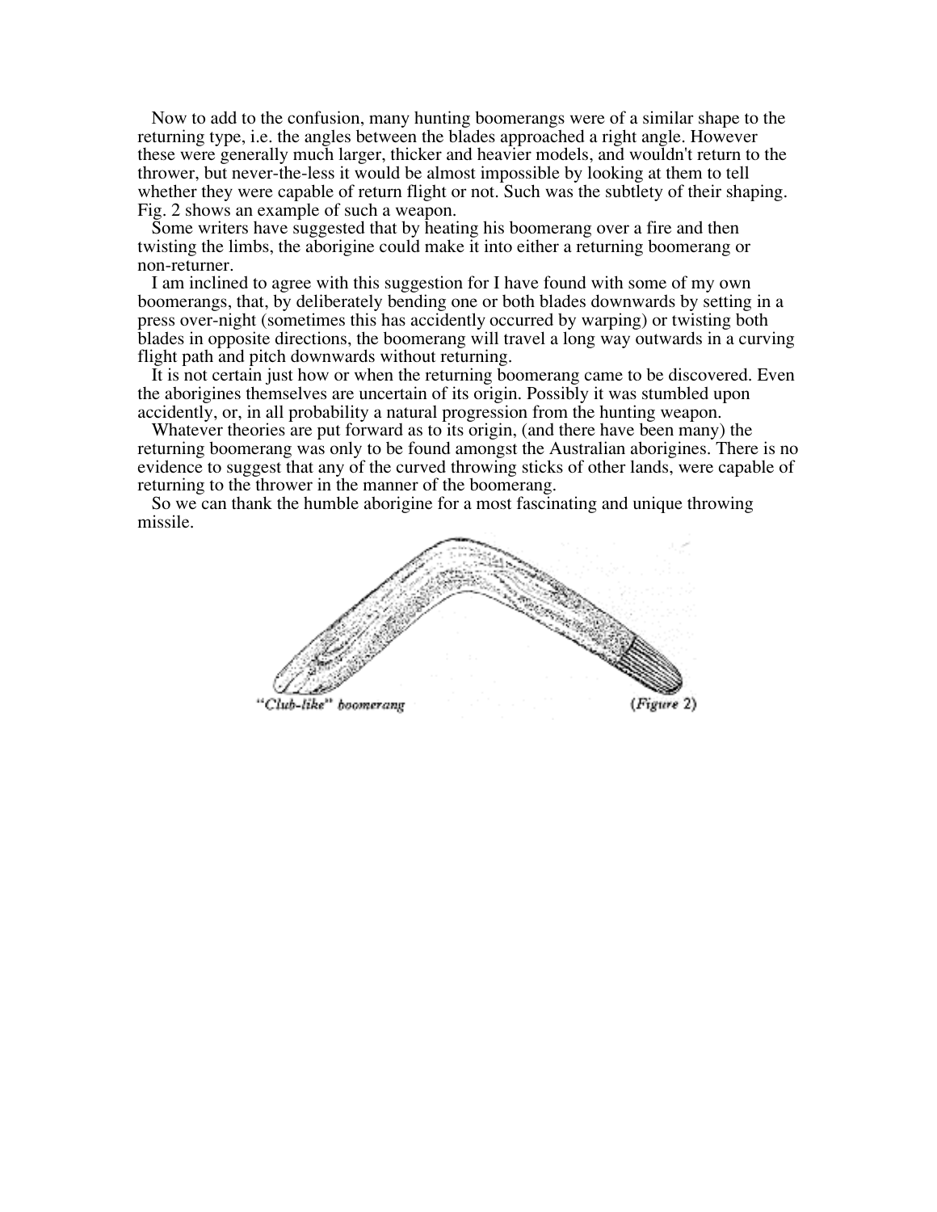Now to add to the confusion, many hunting boomerangs were of a similar shape to the returning type, i.e. the angles between the blades approached a right angle. However these were generally much larger, thicker and heavier models, and wouldn't return to the thrower, but never-the-less it would be almost impossible by looking at them to tell whether they were capable of return flight or not. Such was the subtlety of their shaping. Fig. 2 shows an example of such a weapon.

Some writers have suggested that by heating his boomerang over a fire and then twisting the limbs, the aborigine could make it into either a returning boomerang or non-returner.

I am inclined to agree with this suggestion for I have found with some of my own boomerangs, that, by deliberately bending one or both blades downwards by setting in a press over-night (sometimes this has accidently occurred by warping) or twisting both blades in opposite directions, the boomerang will travel a long way outwards in a curving flight path and pitch downwards without returning.

It is not certain just how or when the returning boomerang came to be discovered. Even the aborigines themselves are uncertain of its origin. Possibly it was stumbled upon accidently, or, in all probability a natural progression from the hunting weapon.

Whatever theories are put forward as to its origin, (and there have been many) the returning boomerang was only to be found amongst the Australian aborigines. There is no evidence to suggest that any of the curved throwing sticks of other lands, were capable of returning to the thrower in the manner of the boomerang.

So we can thank the humble aborigine for a most fascinating and unique throwing missile.

*"Club-like" boomerang* *(Figure 2)*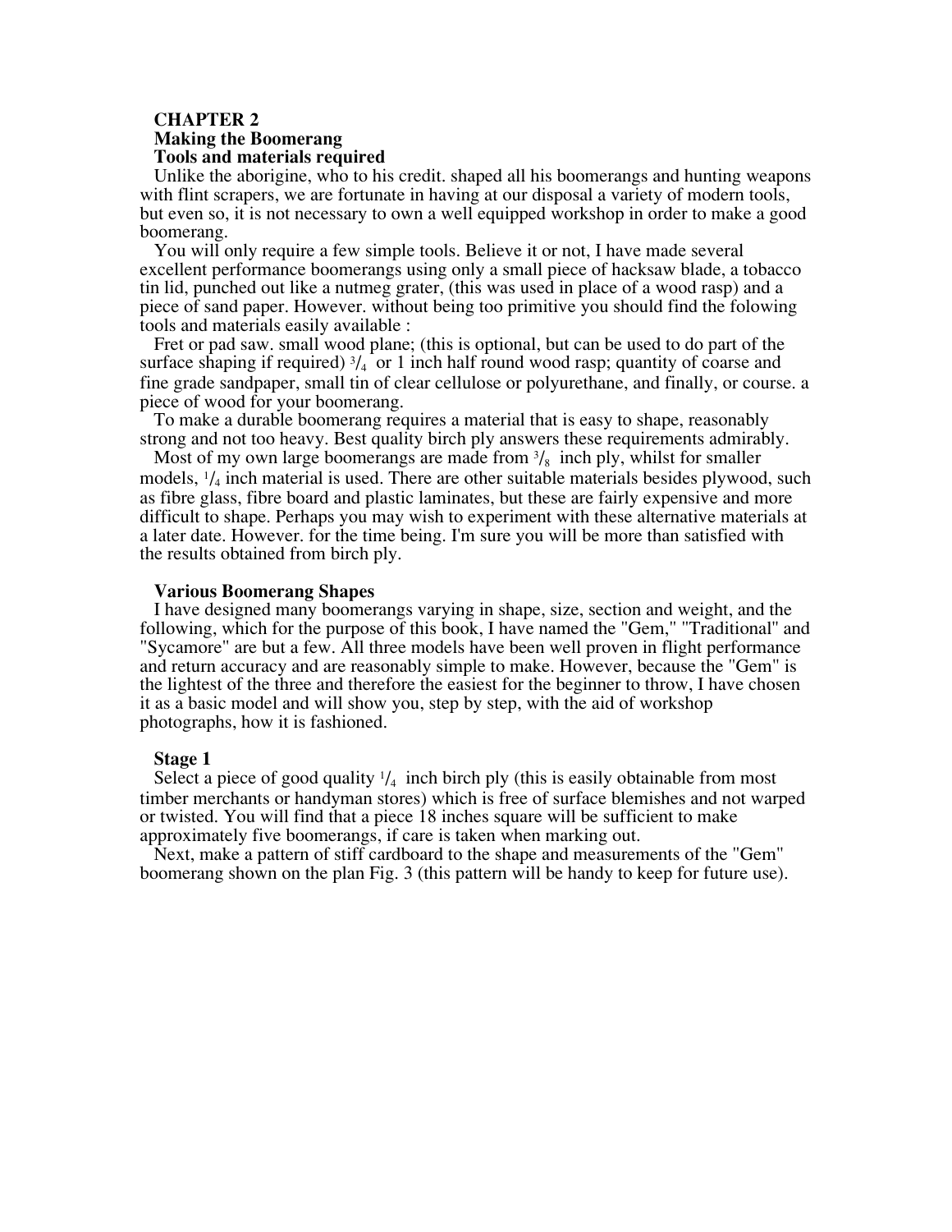# CHAPTER 2

## Making the Boomerang

### Tools and materials required

Unlike the aborigine, who to his credit. shaped all his boomerangs and hunting weapons with flint scrapers, we are fortunate in having at our disposal a variety of modern tools, but even so, it is not necessary to own a well equipped workshop in order to make a good boomerang.

You will only require a few simple tools. Believe it or not, I have made several excellent performance boomerangs using only a small piece of hacksaw blade, a tobacco tin lid, punched out like a nutmeg grater, (this was used in place of a wood rasp) and a piece of sand paper. However. without being too primitive you should find the folowing tools and materials easily available :

Fret or pad saw. small wood plane; (this is optional, but can be used to do part of the surface shaping if required) 3/4 or 1 inch half round wood rasp; quantity of coarse and fine grade sandpaper, small tin of clear cellulose or polyurethane, and finally, or course. a piece of wood for your boomerang.

To make a durable boomerang requires a material that is easy to shape, reasonably strong and not too heavy. Best quality birch ply answers these requirements admirably.

Most of my own large boomerangs are made from 3/8 inch ply, whilst for smaller models, 1/4 inch material is used. There are other suitable materials besides plywood, such as fibre glass, fibre board and plastic laminates, but these are fairly expensive and more difficult to shape. Perhaps you may wish to experiment with these alternative materials at a later date. However. for the time being. I'm sure you will be more than satisfied with the results obtained from birch ply.

### Various Boomerang Shapes

I have designed many boomerangs varying in shape, size, section and weight, and the following, which for the purpose of this book, I have named the "Gem," "Traditional" and "Sycamore" are but a few. All three models have been well proven in flight performance and return accuracy and are reasonably simple to make. However, because the "Gem" is the lightest of the three and therefore the easiest for the beginner to throw, I have chosen it as a basic model and will show you, step by step, with the aid of workshop photographs, how it is fashioned.

### Stage 1

Select a piece of good quality 1/4 inch birch ply (this is easily obtainable from most timber merchants or handyman stores) which is free of surface blemishes and not warped or twisted. You will find that a piece 18 inches square will be sufficient to make approximately five boomerangs, if care is taken when marking out.

Next, make a pattern of stiff cardboard to the shape and measurements of the "Gem" boomerang shown on the plan Fig. 3 (this pattern will be handy to keep for future use).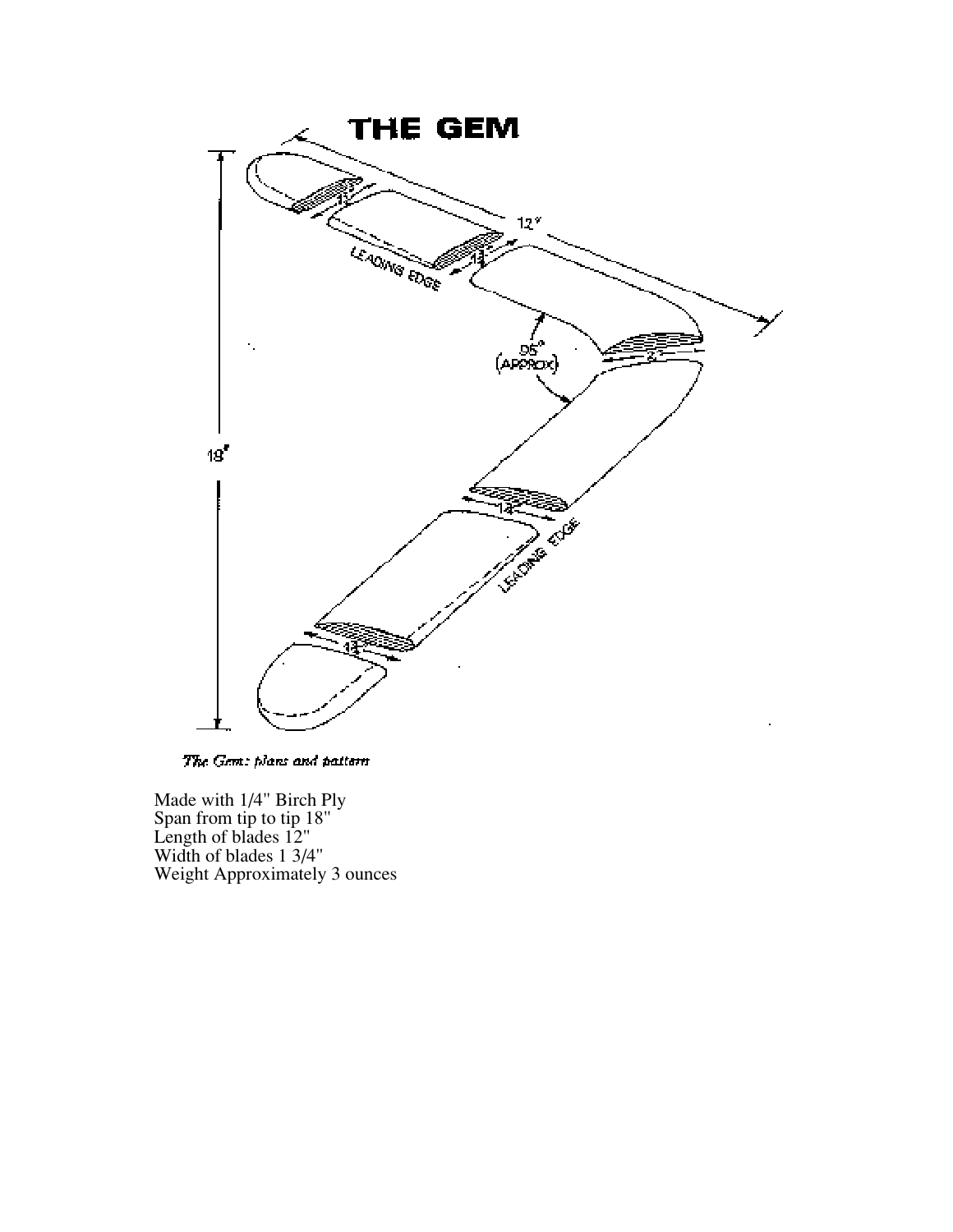# THE GEM

*The Gem: plans and pattern*

Made with 1/4" Birch Ply
Span from tip to tip 18"
Length of blades 12"
Width of blades 1 3/4"
Weight Approximately 3 ounces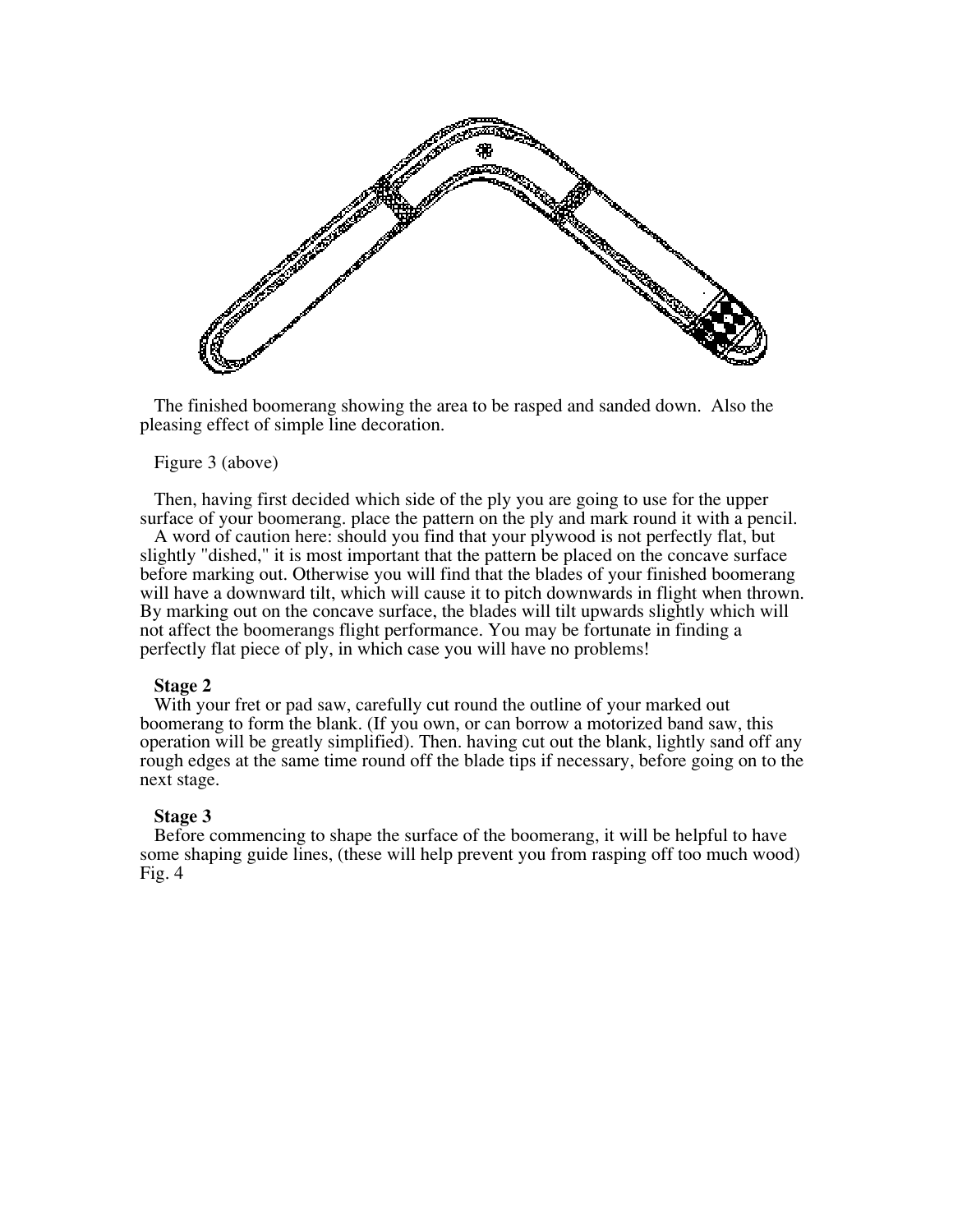The finished boomerang showing the area to be rasped and sanded down. Also the pleasing effect of simple line decoration.

Figure 3 (above)

Then, having first decided which side of the ply you are going to use for the upper surface of your boomerang. place the pattern on the ply and mark round it with a pencil.

A word of caution here: should you find that your plywood is not perfectly flat, but slightly "dished," it is most important that the pattern be placed on the concave surface before marking out. Otherwise you will find that the blades of your finished boomerang will have a downward tilt, which will cause it to pitch downwards in flight when thrown. By marking out on the concave surface, the blades will tilt upwards slightly which will not affect the boomerangs flight performance. You may be fortunate in finding a perfectly flat piece of ply, in which case you will have no problems!

**Stage 2**

With your fret or pad saw, carefully cut round the outline of your marked out boomerang to form the blank. (If you own, or can borrow a motorized band saw, this operation will be greatly simplified). Then. having cut out the blank, lightly sand off any rough edges at the same time round off the blade tips if necessary, before going on to the next stage.

**Stage 3**

Before commencing to shape the surface of the boomerang, it will be helpful to have some shaping guide lines, (these will help prevent you from rasping off too much wood) Fig. 4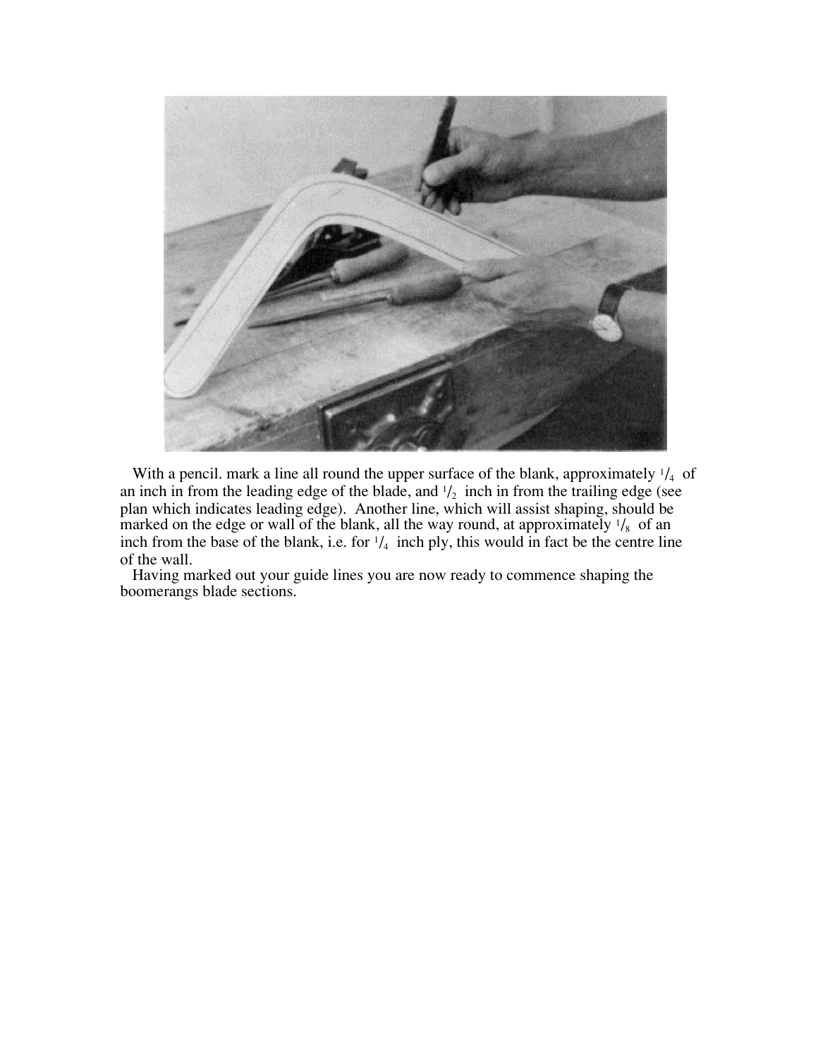With a pencil. mark a line all round the upper surface of the blank, approximately $1/4$ of an inch in from the leading edge of the blade, and $1/2$ inch in from the trailing edge (see plan which indicates leading edge). Another line, which will assist shaping, should be marked on the edge or wall of the blank, all the way round, at approximately $1/8$ of an inch from the base of the blank, i.e. for $1/4$ inch ply, this would in fact be the centre line of the wall.

Having marked out your guide lines you are now ready to commence shaping the boomerangs blade sections.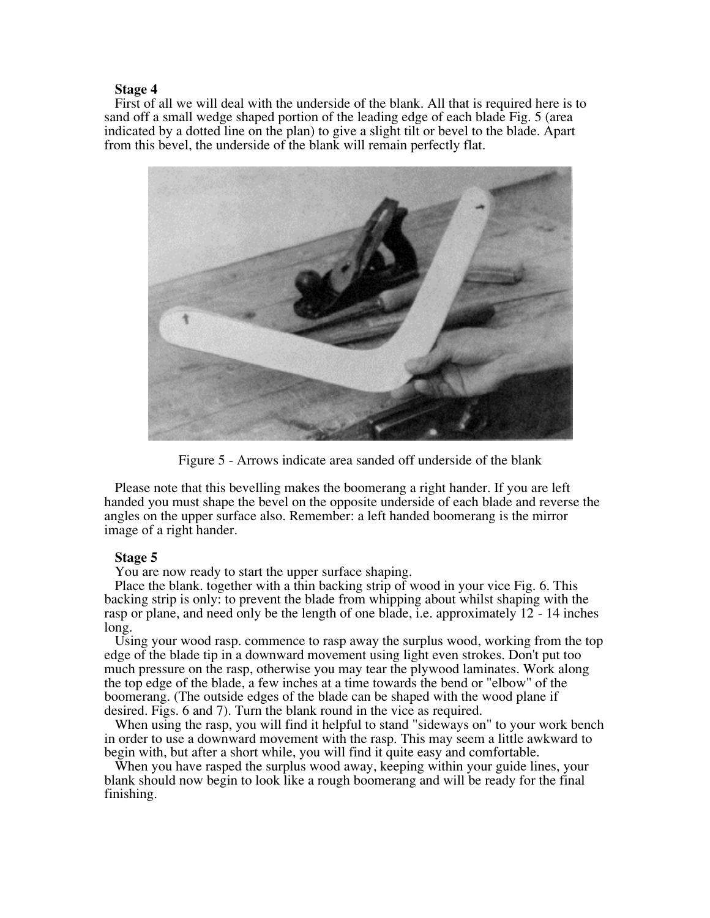**Stage 4**

First of all we will deal with the underside of the blank. All that is required here is to sand off a small wedge shaped portion of the leading edge of each blade Fig. 5 (area indicated by a dotted line on the plan) to give a slight tilt or bevel to the blade. Apart from this bevel, the underside of the blank will remain perfectly flat.

Figure 5 - Arrows indicate area sanded off underside of the blank

Please note that this bevelling makes the boomerang a right hander. If you are left handed you must shape the bevel on the opposite underside of each blade and reverse the angles on the upper surface also. Remember: a left handed boomerang is the mirror image of a right hander.

**Stage 5**

You are now ready to start the upper surface shaping.

Place the blank. together with a thin backing strip of wood in your vice Fig. 6. This backing strip is only: to prevent the blade from whipping about whilst shaping with the rasp or plane, and need only be the length of one blade, i.e. approximately 12 - 14 inches long.

Using your wood rasp. commence to rasp away the surplus wood, working from the top edge of the blade tip in a downward movement using light even strokes. Don't put too much pressure on the rasp, otherwise you may tear the plywood laminates. Work along the top edge of the blade, a few inches at a time towards the bend or "elbow" of the boomerang. (The outside edges of the blade can be shaped with the wood plane if desired. Figs. 6 and 7). Turn the blank round in the vice as required.

When using the rasp, you will find it helpful to stand "sideways on" to your work bench in order to use a downward movement with the rasp. This may seem a little awkward to begin with, but after a short while, you will find it quite easy and comfortable.

When you have rasped the surplus wood away, keeping within your guide lines, your blank should now begin to look like a rough boomerang and will be ready for the final finishing.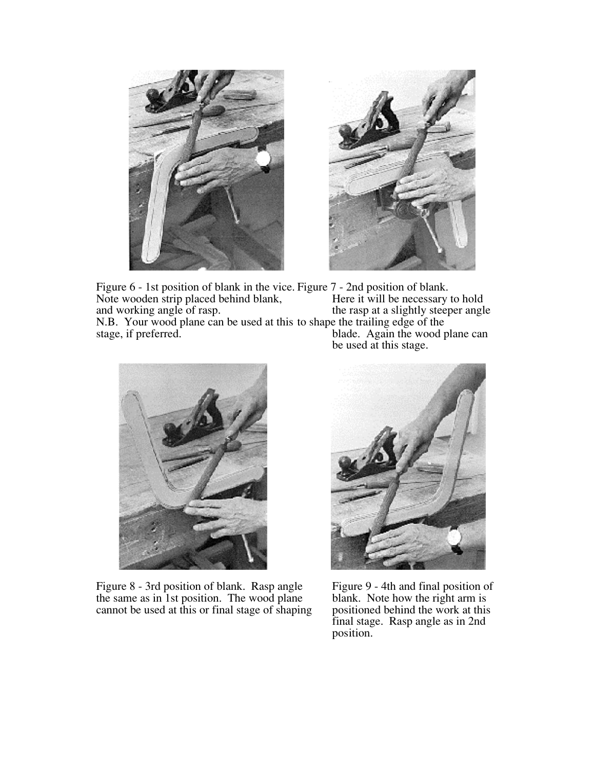Figure 6 - 1st position of blank in the vice. Note wooden strip placed behind blank, and working angle of rasp.

N.B. Your wood plane can be used at this stage, if preferred.

Figure 7 - 2nd position of blank. Here it will be necessary to hold the rasp at a slightly steeper angle to shape the trailing edge of the blade. Again the wood plane can be used at this stage.

Figure 8 - 3rd position of blank. Rasp angle the same as in 1st position. The wood plane cannot be used at this or final stage of shaping

Figure 9 - 4th and final position of blank. Note how the right arm is positioned behind the work at this final stage. Rasp angle as in 2nd position.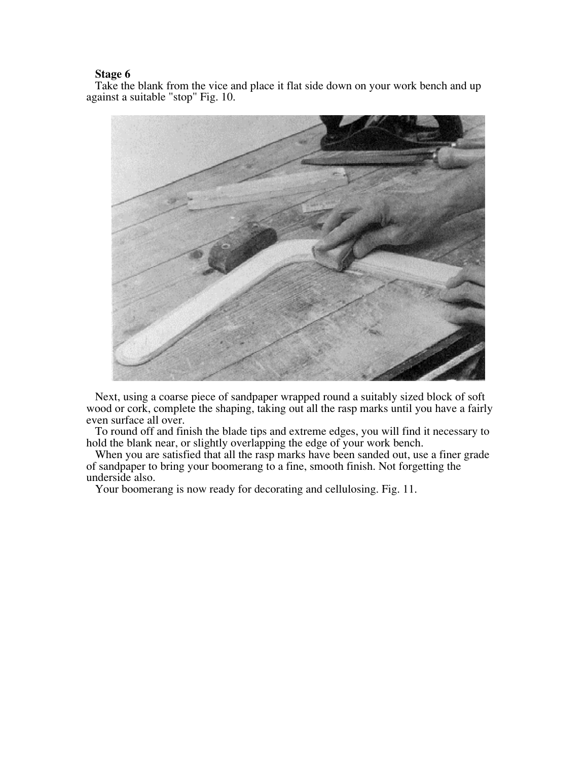**Stage 6**

Take the blank from the vice and place it flat side down on your work bench and up against a suitable "stop" Fig. 10.

Next, using a coarse piece of sandpaper wrapped round a suitably sized block of soft wood or cork, complete the shaping, taking out all the rasp marks until you have a fairly even surface all over.

To round off and finish the blade tips and extreme edges, you will find it necessary to hold the blank near, or slightly overlapping the edge of your work bench.

When you are satisfied that all the rasp marks have been sanded out, use a finer grade of sandpaper to bring your boomerang to a fine, smooth finish. Not forgetting the underside also.

Your boomerang is now ready for decorating and cellulosing. Fig. 11.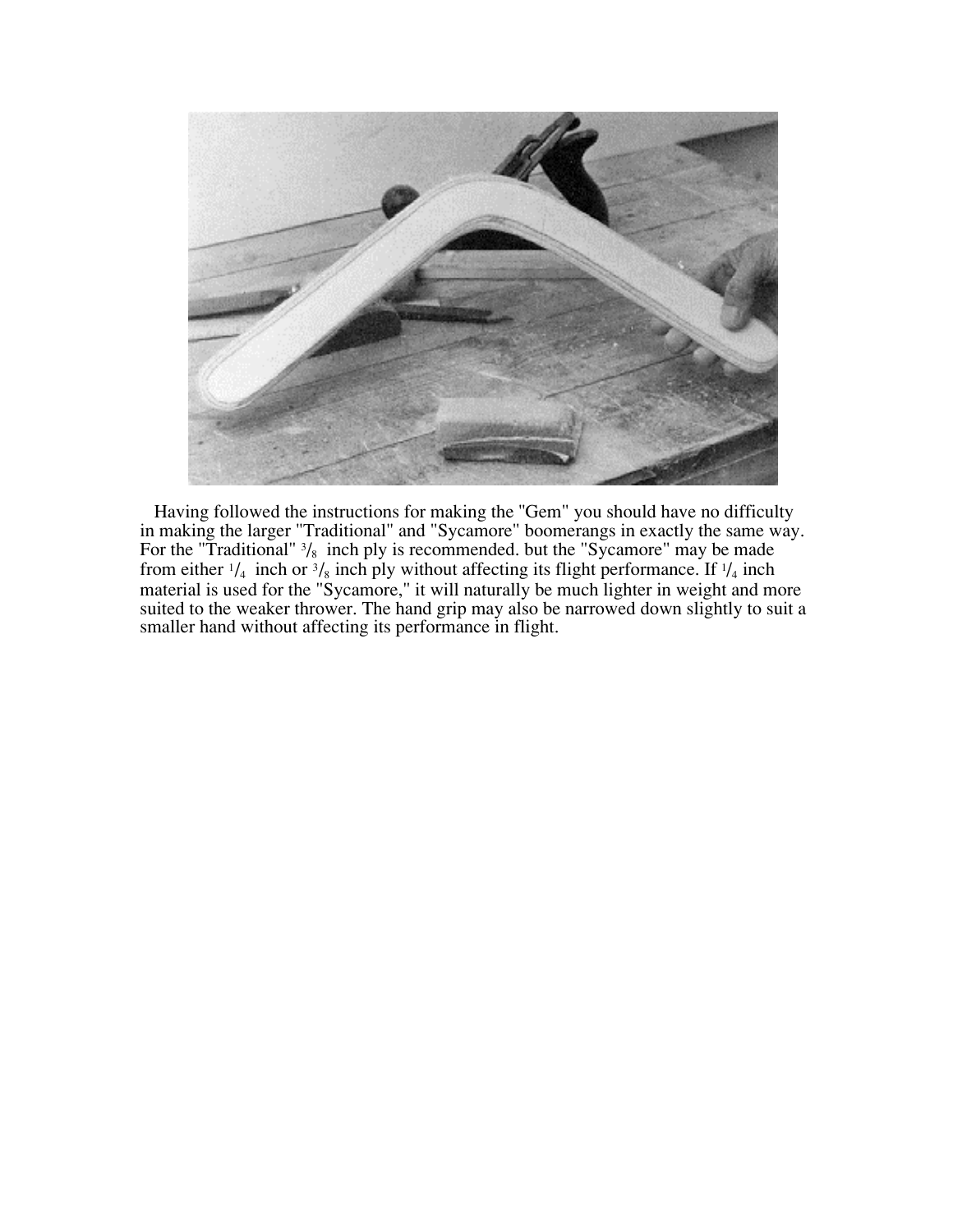Having followed the instructions for making the "Gem" you should have no difficulty in making the larger "Traditional" and "Sycamore" boomerangs in exactly the same way. For the "Traditional" $^{3}/_{8}$ inch ply is recommended. but the "Sycamore" may be made from either $^{1}/_{4}$ inch or $^{3}/_{8}$ inch ply without affecting its flight performance. If $^{1}/_{4}$ inch material is used for the "Sycamore," it will naturally be much lighter in weight and more suited to the weaker thrower. The hand grip may also be narrowed down slightly to suit a smaller hand without affecting its performance in flight.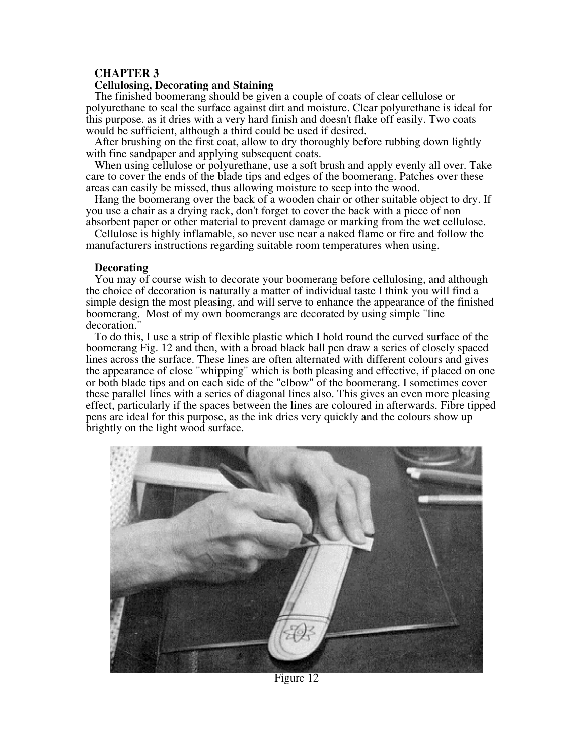## CHAPTER 3

### Cellulosing, Decorating and Staining

The finished boomerang should be given a couple of coats of clear cellulose or polyurethane to seal the surface against dirt and moisture. Clear polyurethane is ideal for this purpose. as it dries with a very hard finish and doesn't flake off easily. Two coats would be sufficient, although a third could be used if desired.

After brushing on the first coat, allow to dry thoroughly before rubbing down lightly with fine sandpaper and applying subsequent coats.

When using cellulose or polyurethane, use a soft brush and apply evenly all over. Take care to cover the ends of the blade tips and edges of the boomerang. Patches over these areas can easily be missed, thus allowing moisture to seep into the wood.

Hang the boomerang over the back of a wooden chair or other suitable object to dry. If you use a chair as a drying rack, don't forget to cover the back with a piece of non absorbent paper or other material to prevent damage or marking from the wet cellulose.

Cellulose is highly inflamable, so never use near a naked flame or fire and follow the manufacturers instructions regarding suitable room temperatures when using.

### Decorating

You may of course wish to decorate your boomerang before cellulosing, and although the choice of decoration is naturally a matter of individual taste I think you will find a simple design the most pleasing, and will serve to enhance the appearance of the finished boomerang. Most of my own boomerangs are decorated by using simple "line decoration."

To do this, I use a strip of flexible plastic which I hold round the curved surface of the boomerang Fig. 12 and then, with a broad black ball pen draw a series of closely spaced lines across the surface. These lines are often alternated with different colours and gives the appearance of close "whipping" which is both pleasing and effective, if placed on one or both blade tips and on each side of the "elbow" of the boomerang. I sometimes cover these parallel lines with a series of diagonal lines also. This gives an even more pleasing effect, particularly if the spaces between the lines are coloured in afterwards. Fibre tipped pens are ideal for this purpose, as the ink dries very quickly and the colours show up brightly on the light wood surface.

Figure 12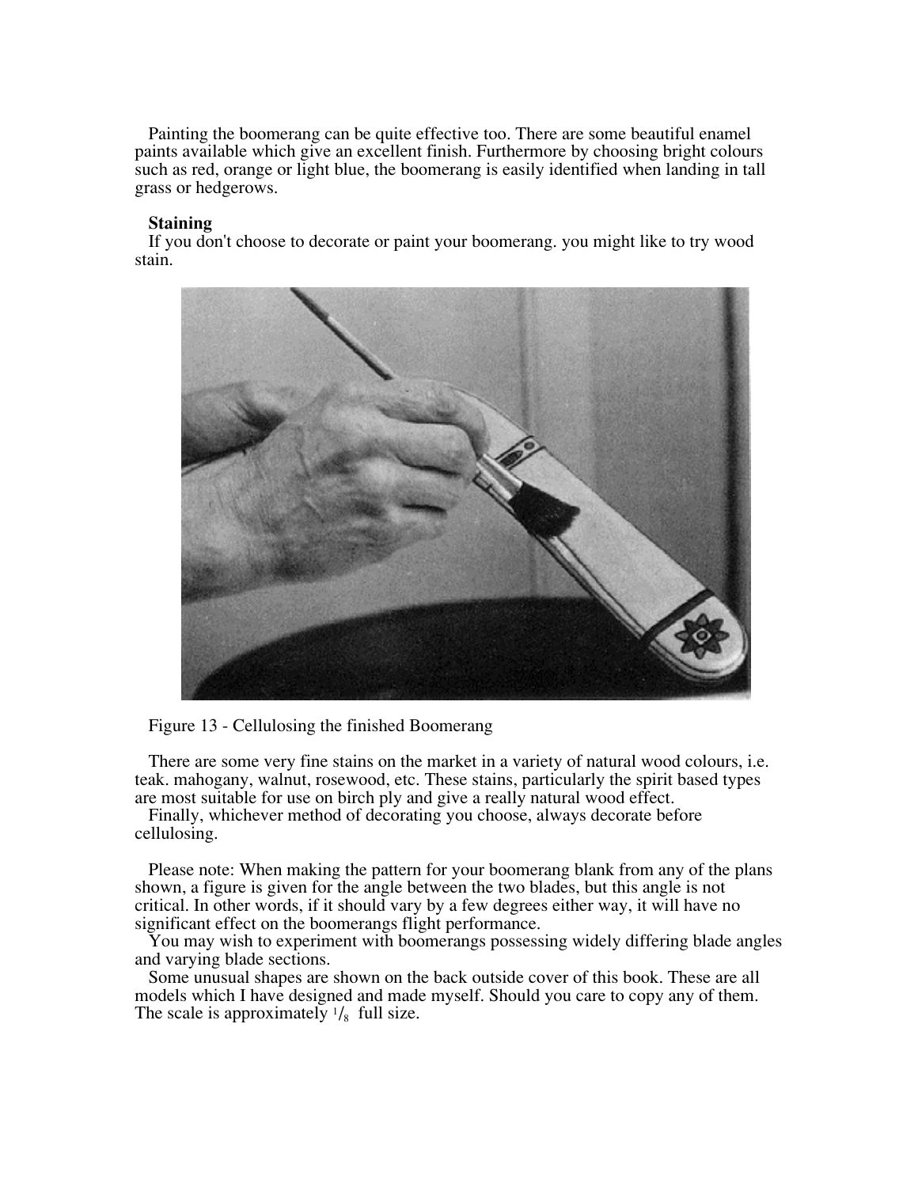Painting the boomerang can be quite effective too. There are some beautiful enamel paints available which give an excellent finish. Furthermore by choosing bright colours such as red, orange or light blue, the boomerang is easily identified when landing in tall grass or hedgerows.

**Staining**

If you don't choose to decorate or paint your boomerang. you might like to try wood stain.

Figure 13 - Cellulosing the finished Boomerang

There are some very fine stains on the market in a variety of natural wood colours, i.e. teak. mahogany, walnut, rosewood, etc. These stains, particularly the spirit based types are most suitable for use on birch ply and give a really natural wood effect.

Finally, whichever method of decorating you choose, always decorate before cellulosing.

Please note: When making the pattern for your boomerang blank from any of the plans shown, a figure is given for the angle between the two blades, but this angle is not critical. In other words, if it should vary by a few degrees either way, it will have no significant effect on the boomerangs flight performance.

You may wish to experiment with boomerangs possessing widely differing blade angles and varying blade sections.

Some unusual shapes are shown on the back outside cover of this book. These are all models which I have designed and made myself. Should you care to copy any of them. The scale is approximately $^1/_8$ full size.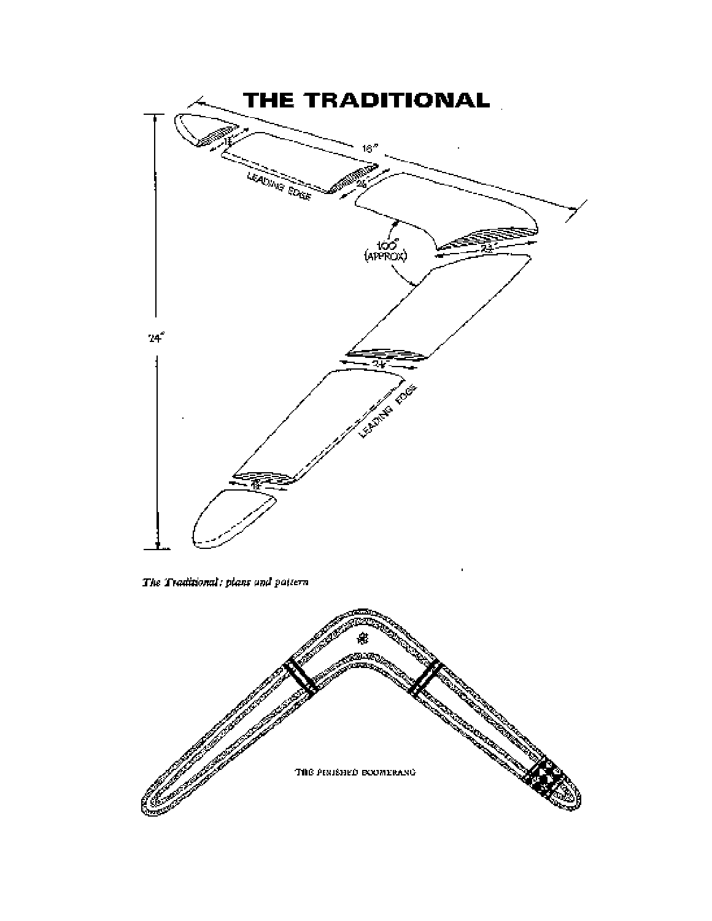# THE TRADITIONAL

*The Traditional: plans and pattern*

THE FINISHED BOOMERANG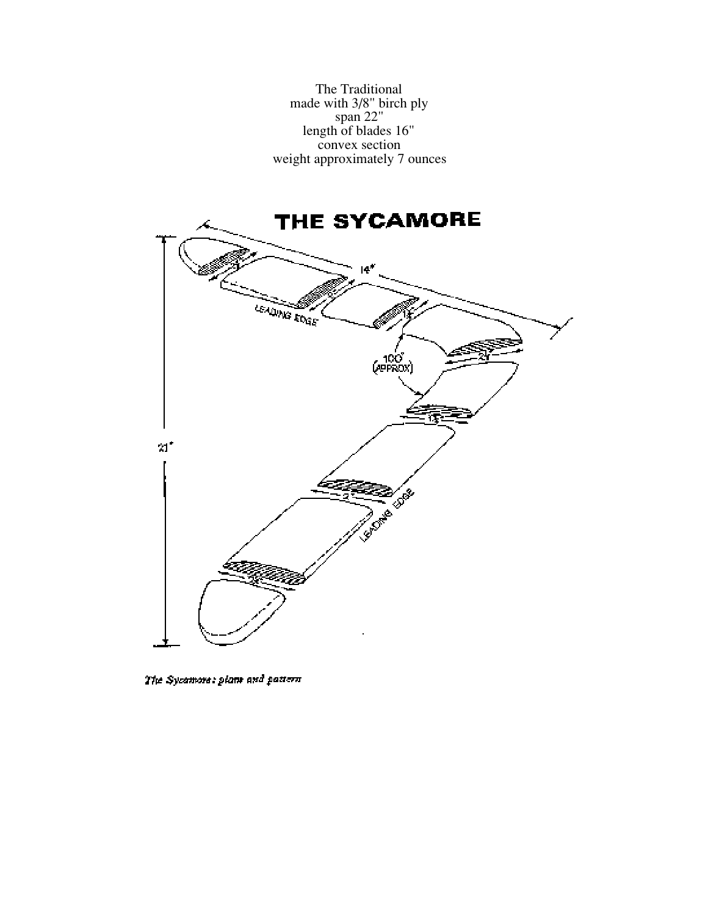The Traditional
made with 3/8" birch ply
span 22"
length of blades 16"
convex section
weight approximately 7 ounces

THE SYCAMORE

*The Sycamore: plans and pattern*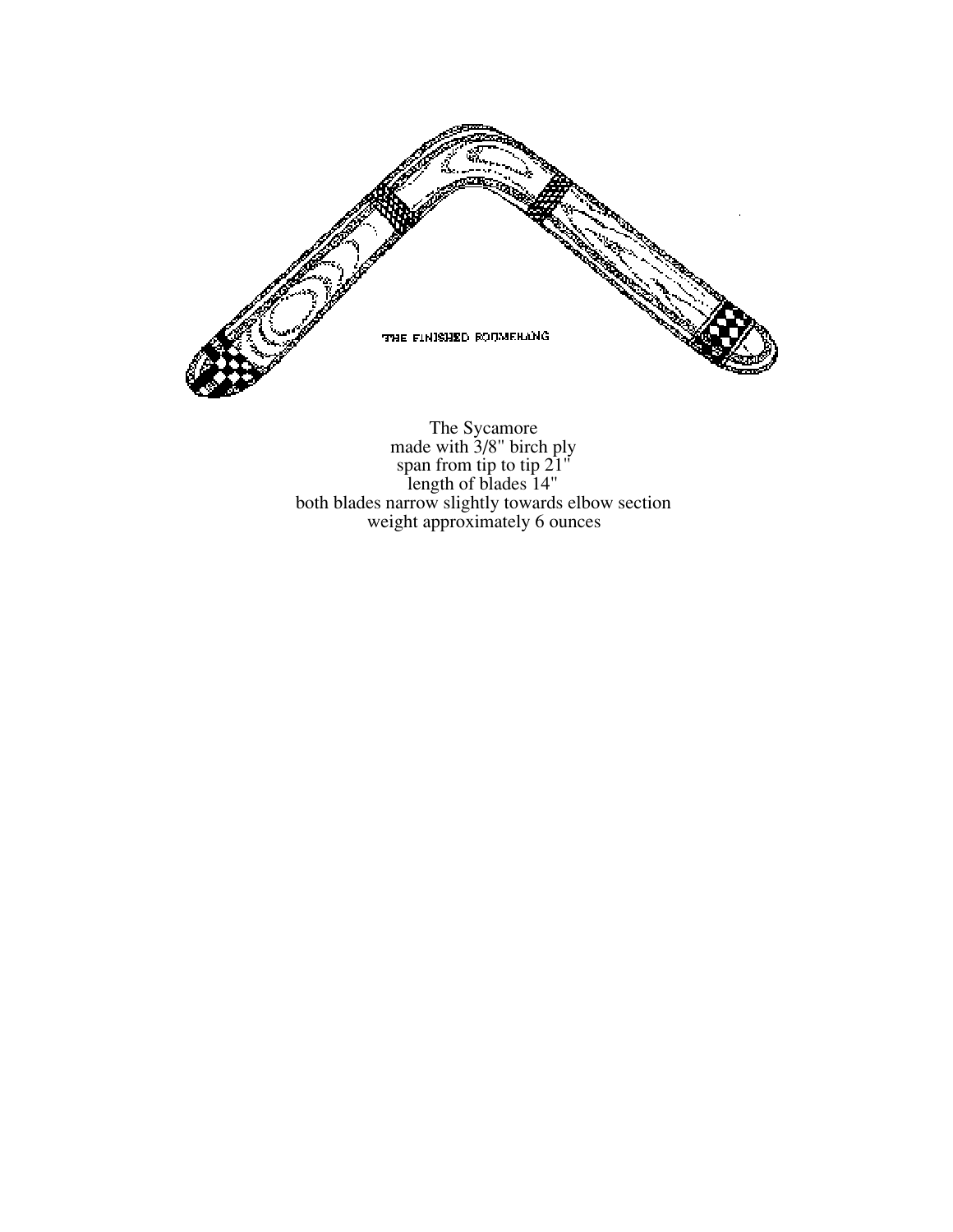THE FINISHED BOOMERANG

The Sycamore
made with 3/8" birch ply
span from tip to tip 21"
length of blades 14"
both blades narrow slightly towards elbow section
weight approximately 6 ounces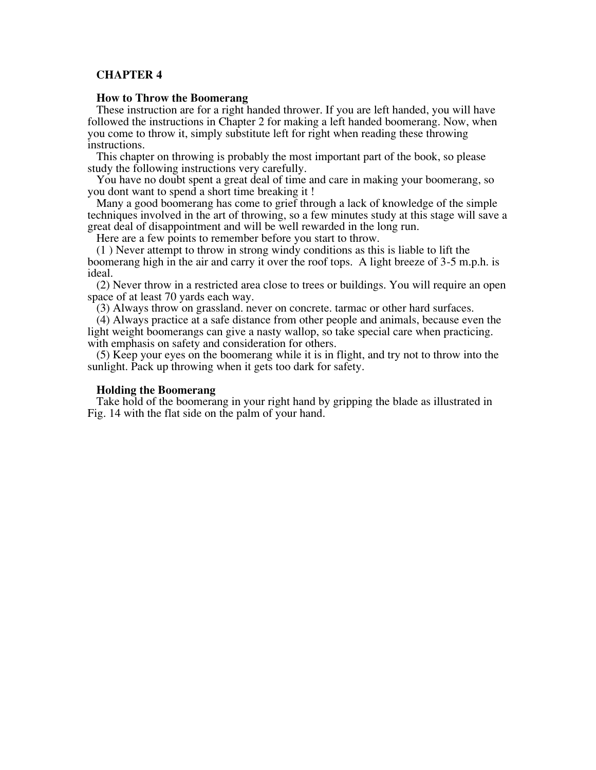## CHAPTER 4

### How to Throw the Boomerang

These instruction are for a right handed thrower. If you are left handed, you will have followed the instructions in Chapter 2 for making a left handed boomerang. Now, when you come to throw it, simply substitute left for right when reading these throwing instructions.

This chapter on throwing is probably the most important part of the book, so please study the following instructions very carefully.

You have no doubt spent a great deal of time and care in making your boomerang, so you dont want to spend a short time breaking it !

Many a good boomerang has come to grief through a lack of knowledge of the simple techniques involved in the art of throwing, so a few minutes study at this stage will save a great deal of disappointment and will be well rewarded in the long run.

Here are a few points to remember before you start to throw.

(1 ) Never attempt to throw in strong windy conditions as this is liable to lift the boomerang high in the air and carry it over the roof tops. A light breeze of 3-5 m.p.h. is ideal.

(2) Never throw in a restricted area close to trees or buildings. You will require an open space of at least 70 yards each way.

(3) Always throw on grassland. never on concrete. tarmac or other hard surfaces.

(4) Always practice at a safe distance from other people and animals, because even the light weight boomerangs can give a nasty wallop, so take special care when practicing. with emphasis on safety and consideration for others.

(5) Keep your eyes on the boomerang while it is in flight, and try not to throw into the sunlight. Pack up throwing when it gets too dark for safety.

### Holding the Boomerang

Take hold of the boomerang in your right hand by gripping the blade as illustrated in Fig. 14 with the flat side on the palm of your hand.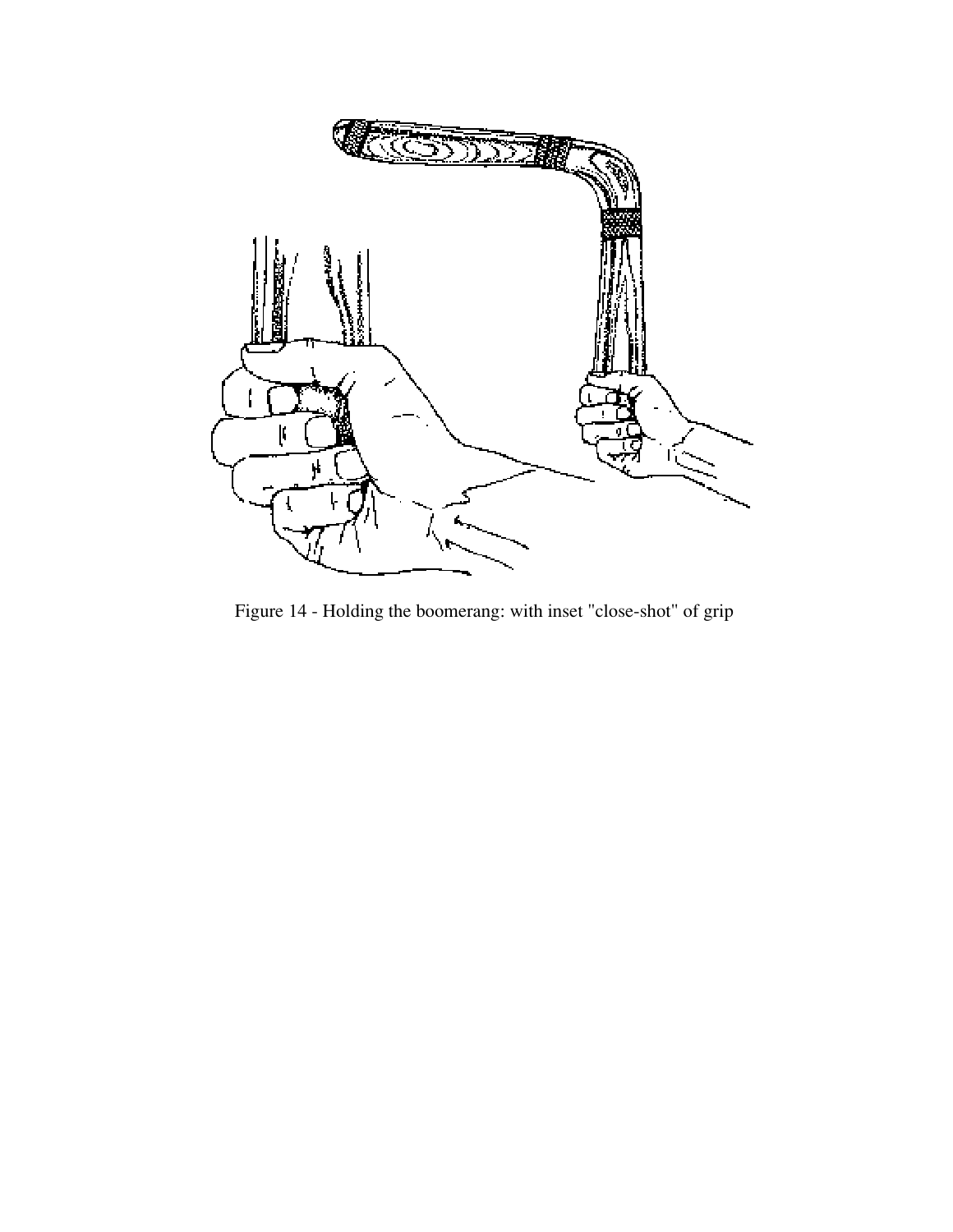Figure 14 - Holding the boomerang: with inset "close-shot" of grip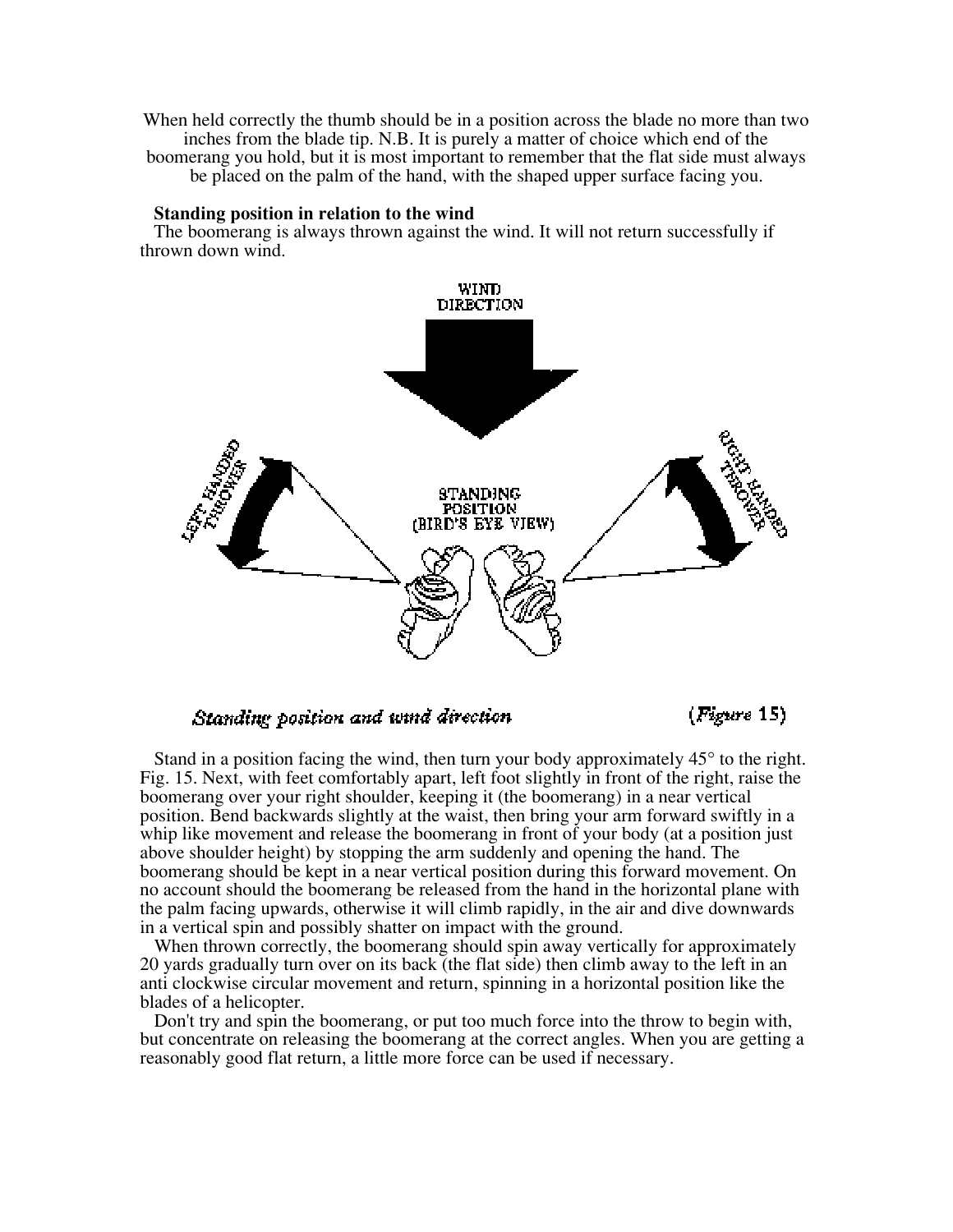When held correctly the thumb should be in a position across the blade no more than two inches from the blade tip. N.B. It is purely a matter of choice which end of the boomerang you hold, but it is most important to remember that the flat side must always be placed on the palm of the hand, with the shaped upper surface facing you.

**Standing position in relation to the wind**

The boomerang is always thrown against the wind. It will not return successfully if thrown down wind.

WIND DIRECTION

LEFT HANDED THROWER

STANDING POSITION (BIRD'S EYE VIEW)

RIGHT HANDED THROWER

*Standing position and wind direction* (*Figure* 15)

Stand in a position facing the wind, then turn your body approximately 45° to the right. Fig. 15. Next, with feet comfortably apart, left foot slightly in front of the right, raise the boomerang over your right shoulder, keeping it (the boomerang) in a near vertical position. Bend backwards slightly at the waist, then bring your arm forward swiftly in a whip like movement and release the boomerang in front of your body (at a position just above shoulder height) by stopping the arm suddenly and opening the hand. The boomerang should be kept in a near vertical position during this forward movement. On no account should the boomerang be released from the hand in the horizontal plane with the palm facing upwards, otherwise it will climb rapidly, in the air and dive downwards in a vertical spin and possibly shatter on impact with the ground.

When thrown correctly, the boomerang should spin away vertically for approximately 20 yards gradually turn over on its back (the flat side) then climb away to the left in an anti clockwise circular movement and return, spinning in a horizontal position like the blades of a helicopter.

Don't try and spin the boomerang, or put too much force into the throw to begin with, but concentrate on releasing the boomerang at the correct angles. When you are getting a reasonably good flat return, a little more force can be used if necessary.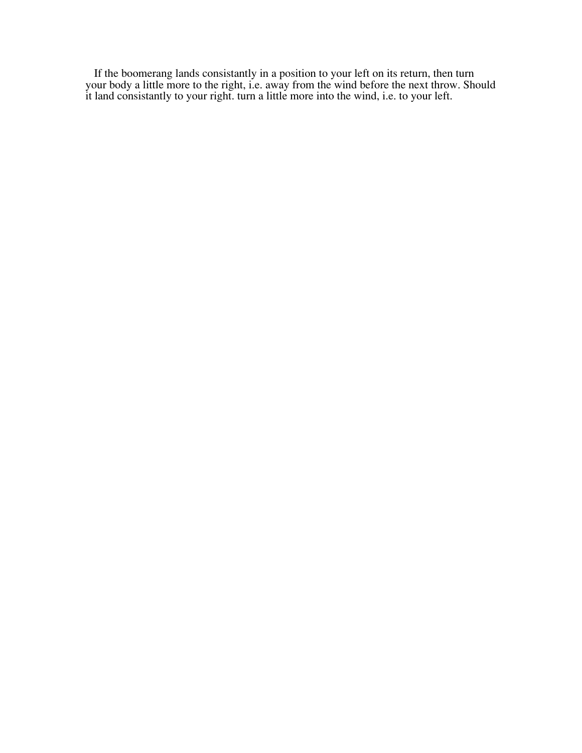If the boomerang lands consistantly in a position to your left on its return, then turn your body a little more to the right, i.e. away from the wind before the next throw. Should it land consistantly to your right. turn a little more into the wind, i.e. to your left.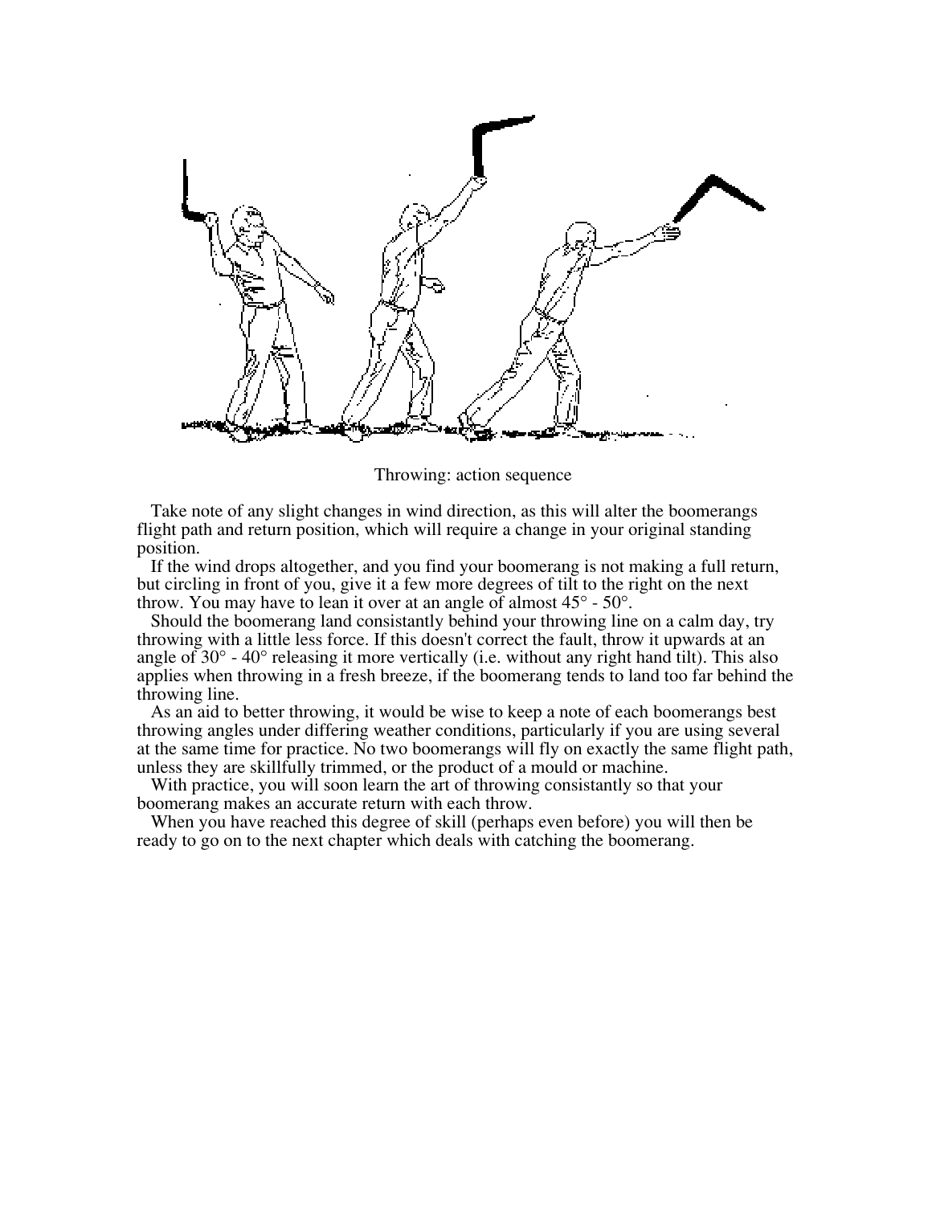Throwing: action sequence

Take note of any slight changes in wind direction, as this will alter the boomerangs flight path and return position, which will require a change in your original standing position.

If the wind drops altogether, and you find your boomerang is not making a full return, but circling in front of you, give it a few more degrees of tilt to the right on the next throw. You may have to lean it over at an angle of almost 45° - 50°.

Should the boomerang land consistantly behind your throwing line on a calm day, try throwing with a little less force. If this doesn't correct the fault, throw it upwards at an angle of 30° - 40° releasing it more vertically (i.e. without any right hand tilt). This also applies when throwing in a fresh breeze, if the boomerang tends to land too far behind the throwing line.

As an aid to better throwing, it would be wise to keep a note of each boomerangs best throwing angles under differing weather conditions, particularly if you are using several at the same time for practice. No two boomerangs will fly on exactly the same flight path, unless they are skillfully trimmed, or the product of a mould or machine.

With practice, you will soon learn the art of throwing consistantly so that your boomerang makes an accurate return with each throw.

When you have reached this degree of skill (perhaps even before) you will then be ready to go on to the next chapter which deals with catching the boomerang.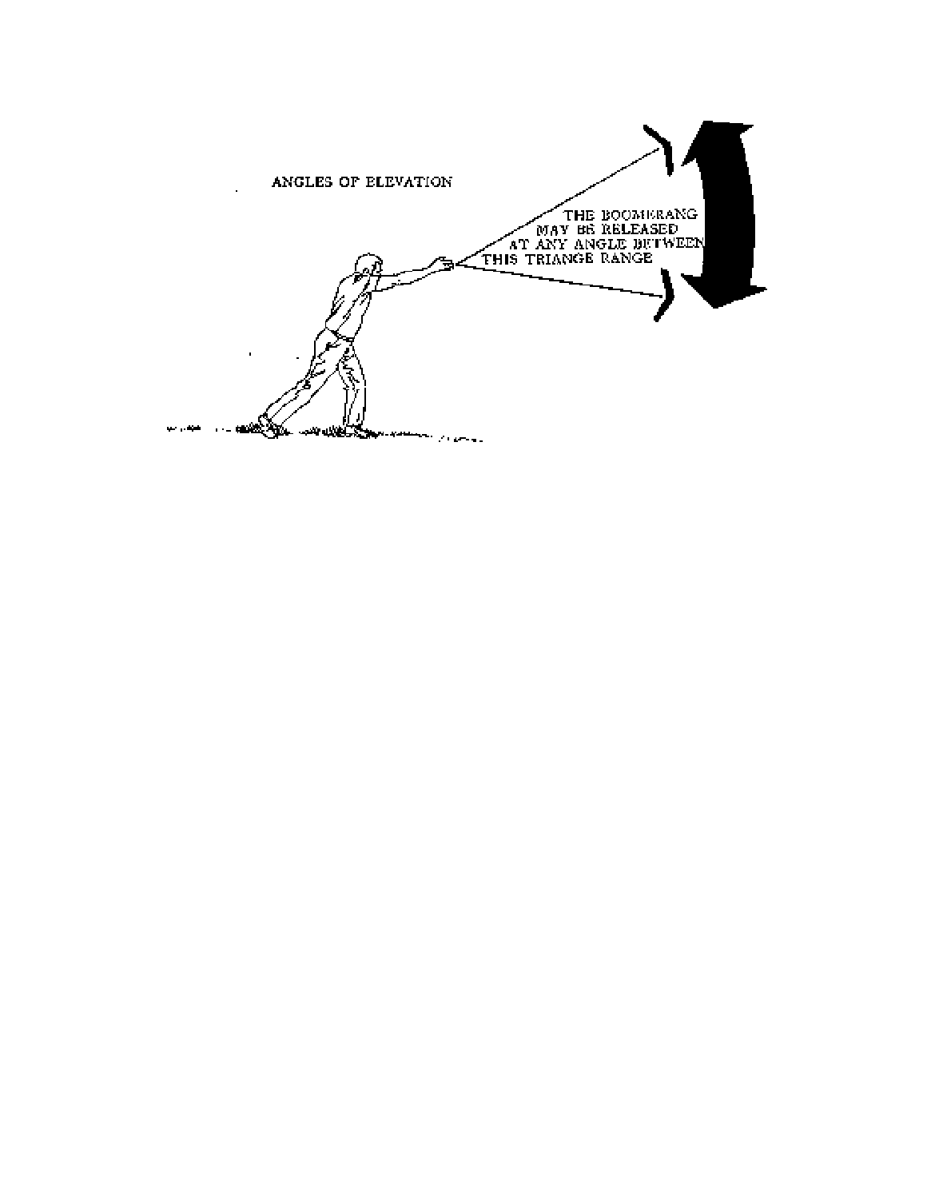ANGLES OF ELEVATION

THE BOOMERANG MAY BE RELEASED AT ANY ANGLE BETWEEN THIS TRIANGE RANGE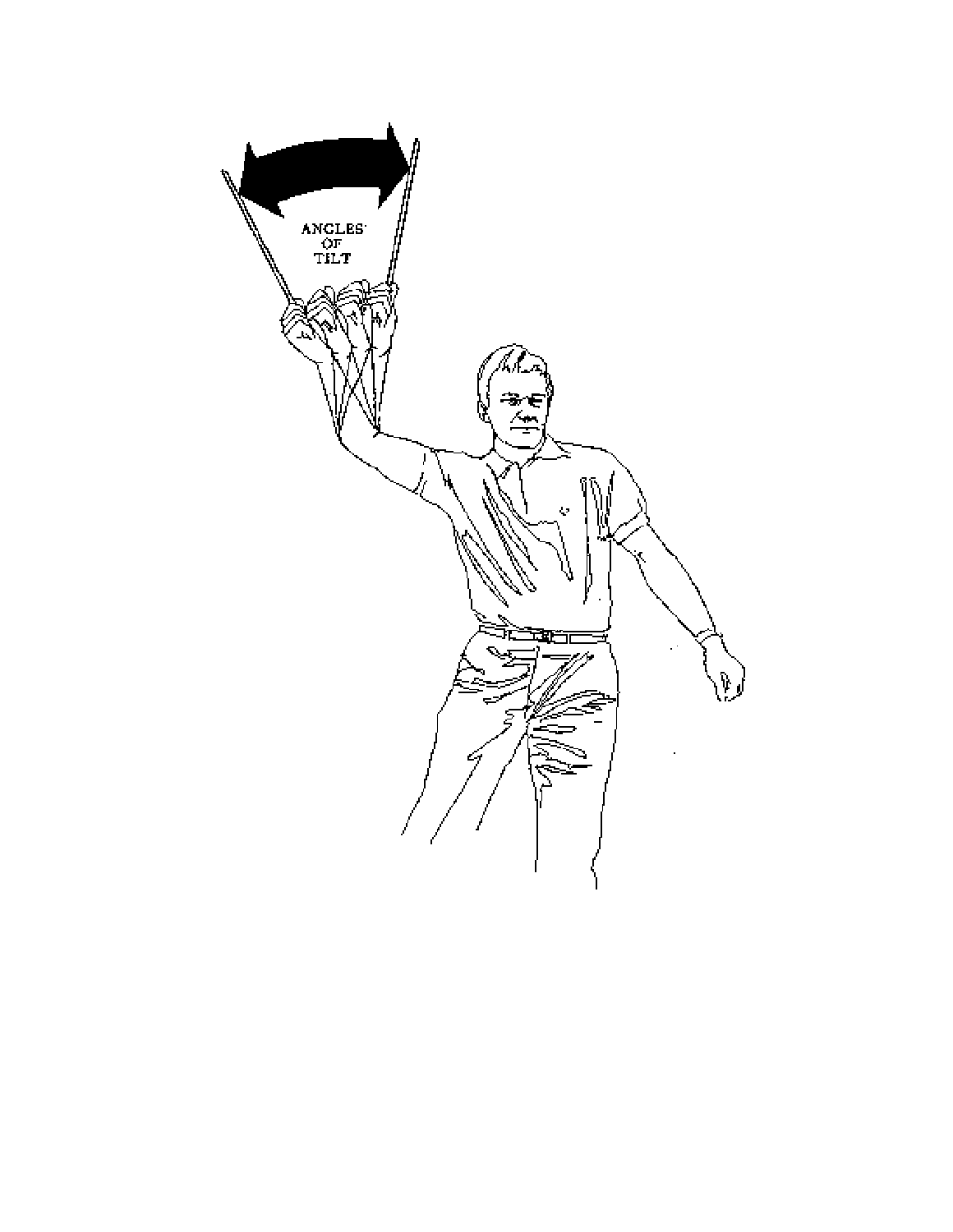ANGLES OF TILT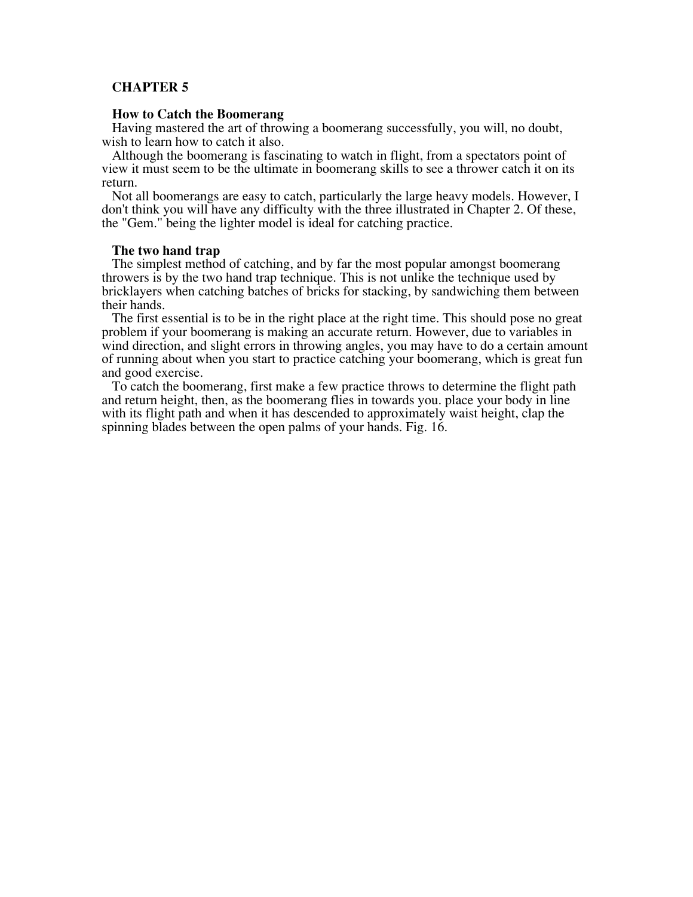# CHAPTER 5

## How to Catch the Boomerang

Having mastered the art of throwing a boomerang successfully, you will, no doubt, wish to learn how to catch it also.

Although the boomerang is fascinating to watch in flight, from a spectators point of view it must seem to be the ultimate in boomerang skills to see a thrower catch it on its return.

Not all boomerangs are easy to catch, particularly the large heavy models. However, I don't think you will have any difficulty with the three illustrated in Chapter 2. Of these, the "Gem." being the lighter model is ideal for catching practice.

### The two hand trap

The simplest method of catching, and by far the most popular amongst boomerang throwers is by the two hand trap technique. This is not unlike the technique used by bricklayers when catching batches of bricks for stacking, by sandwiching them between their hands.

The first essential is to be in the right place at the right time. This should pose no great problem if your boomerang is making an accurate return. However, due to variables in wind direction, and slight errors in throwing angles, you may have to do a certain amount of running about when you start to practice catching your boomerang, which is great fun and good exercise.

To catch the boomerang, first make a few practice throws to determine the flight path and return height, then, as the boomerang flies in towards you. place your body in line with its flight path and when it has descended to approximately waist height, clap the spinning blades between the open palms of your hands. Fig. 16.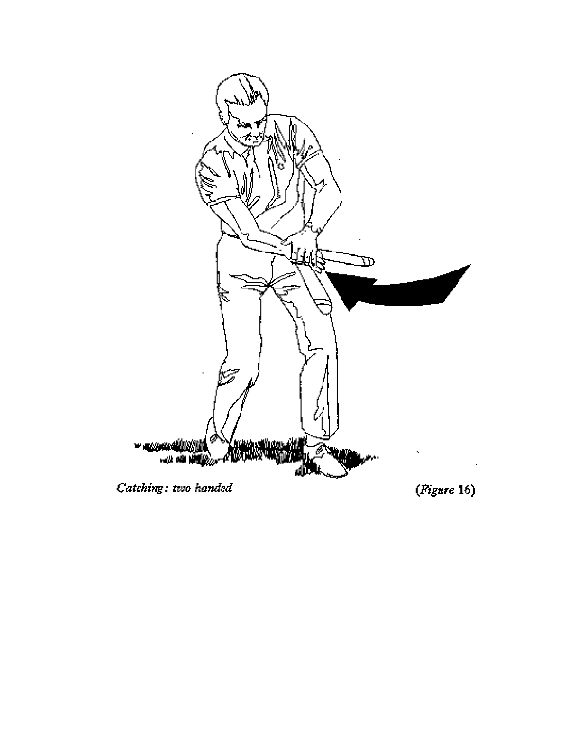*Catching: two handed* (*Figure* 16)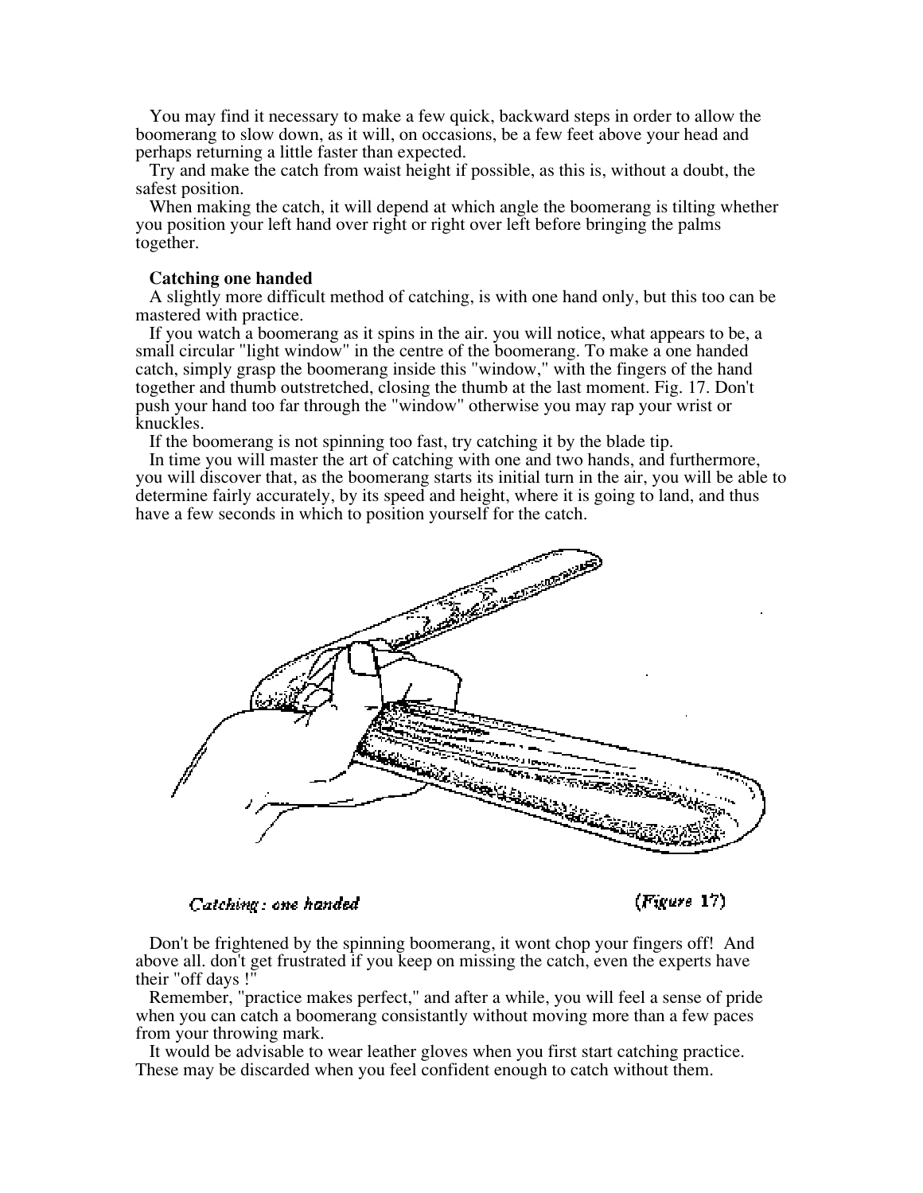You may find it necessary to make a few quick, backward steps in order to allow the boomerang to slow down, as it will, on occasions, be a few feet above your head and perhaps returning a little faster than expected.

Try and make the catch from waist height if possible, as this is, without a doubt, the safest position.

When making the catch, it will depend at which angle the boomerang is tilting whether you position your left hand over right or right over left before bringing the palms together.

**Catching one handed**

A slightly more difficult method of catching, is with one hand only, but this too can be mastered with practice.

If you watch a boomerang as it spins in the air. you will notice, what appears to be, a small circular "light window" in the centre of the boomerang. To make a one handed catch, simply grasp the boomerang inside this "window," with the fingers of the hand together and thumb outstretched, closing the thumb at the last moment. Fig. 17. Don't push your hand too far through the "window" otherwise you may rap your wrist or knuckles.

If the boomerang is not spinning too fast, try catching it by the blade tip.

In time you will master the art of catching with one and two hands, and furthermore, you will discover that, as the boomerang starts its initial turn in the air, you will be able to determine fairly accurately, by its speed and height, where it is going to land, and thus have a few seconds in which to position yourself for the catch.

*Catching: one handed* (*Figure* 17)

Don't be frightened by the spinning boomerang, it wont chop your fingers off! And above all. don't get frustrated if you keep on missing the catch, even the experts have their "off days !"

Remember, "practice makes perfect," and after a while, you will feel a sense of pride when you can catch a boomerang consistantly without moving more than a few paces from your throwing mark.

It would be advisable to wear leather gloves when you first start catching practice. These may be discarded when you feel confident enough to catch without them.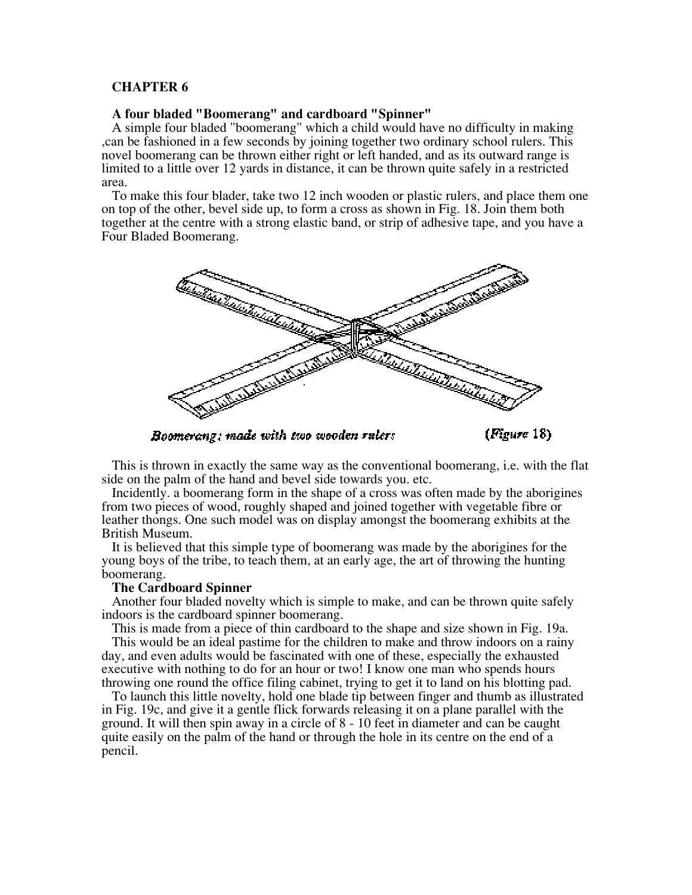## CHAPTER 6

### A four bladed "Boomerang" and cardboard "Spinner"

A simple four bladed "boomerang" which a child would have no difficulty in making ,can be fashioned in a few seconds by joining together two ordinary school rulers. This novel boomerang can be thrown either right or left handed, and as its outward range is limited to a little over 12 yards in distance, it can be thrown quite safely in a restricted area.

To make this four blader, take two 12 inch wooden or plastic rulers, and place them one on top of the other, bevel side up, to form a cross as shown in Fig. 18. Join them both together at the centre with a strong elastic band, or strip of adhesive tape, and you have a Four Bladed Boomerang.

*Boomerang: made with two wooden rulers* (*Figure* 18)

This is thrown in exactly the same way as the conventional boomerang, i.e. with the flat side on the palm of the hand and bevel side towards you. etc.

Incidently. a boomerang form in the shape of a cross was often made by the aborigines from two pieces of wood, roughly shaped and joined together with vegetable fibre or leather thongs. One such model was on display amongst the boomerang exhibits at the British Museum.

It is believed that this simple type of boomerang was made by the aborigines for the young boys of the tribe, to teach them, at an early age, the art of throwing the hunting boomerang.

### The Cardboard Spinner

Another four bladed novelty which is simple to make, and can be thrown quite safely indoors is the cardboard spinner boomerang.

This is made from a piece of thin cardboard to the shape and size shown in Fig. 19a.

This would be an ideal pastime for the children to make and throw indoors on a rainy day, and even adults would be fascinated with one of these, especially the exhausted executive with nothing to do for an hour or two! I know one man who spends hours throwing one round the office filing cabinet, trying to get it to land on his blotting pad.

To launch this little novelty, hold one blade tip between finger and thumb as illustrated in Fig. 19c, and give it a gentle flick forwards releasing it on a plane parallel with the ground. It will then spin away in a circle of 8 - 10 feet in diameter and can be caught quite easily on the palm of the hand or through the hole in its centre on the end of a pencil.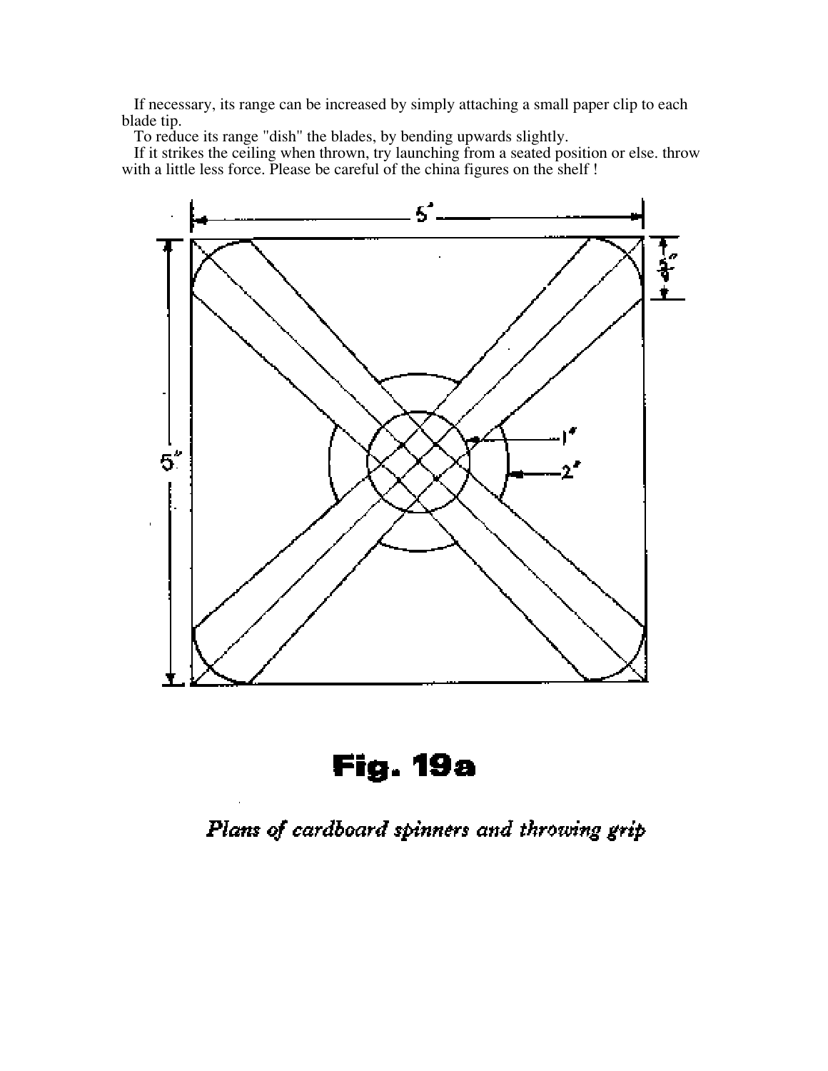If necessary, its range can be increased by simply attaching a small paper clip to each blade tip.

To reduce its range "dish" the blades, by bending upwards slightly.

If it strikes the ceiling when thrown, try launching from a seated position or else. throw with a little less force. Please be careful of the china figures on the shelf !

# Fig. 19a

*Plans of cardboard spinners and throwing grip*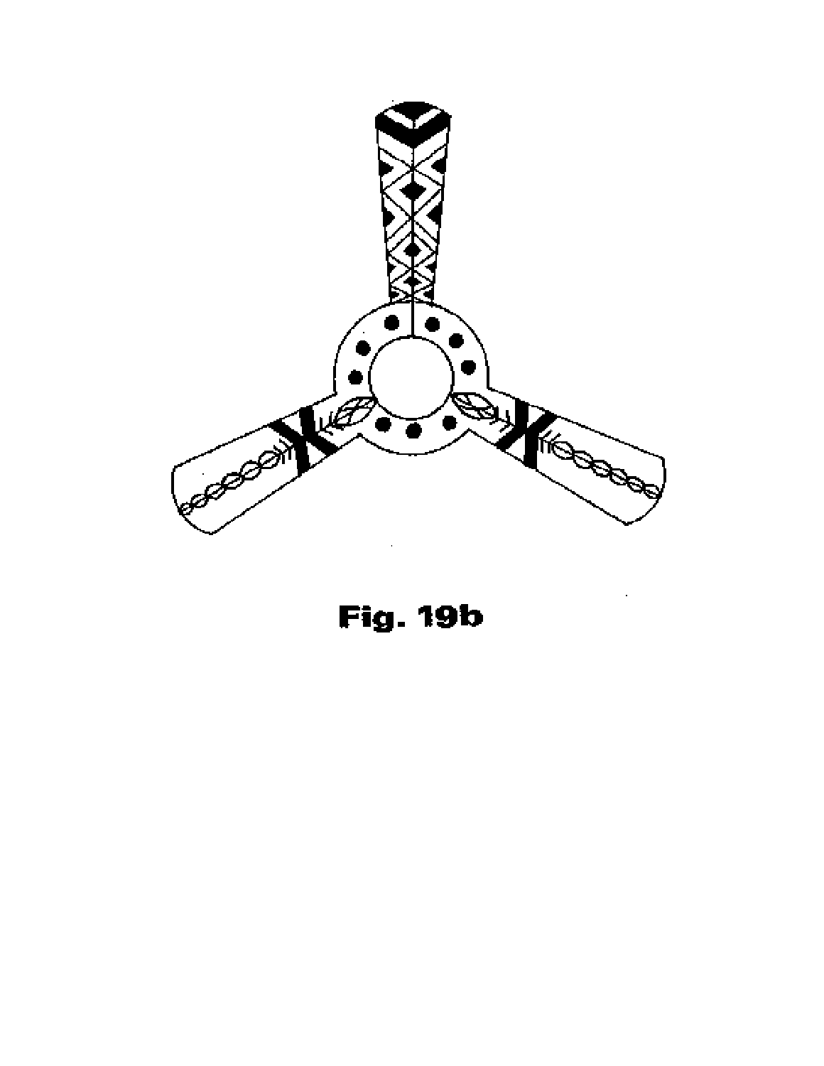Fig. 19b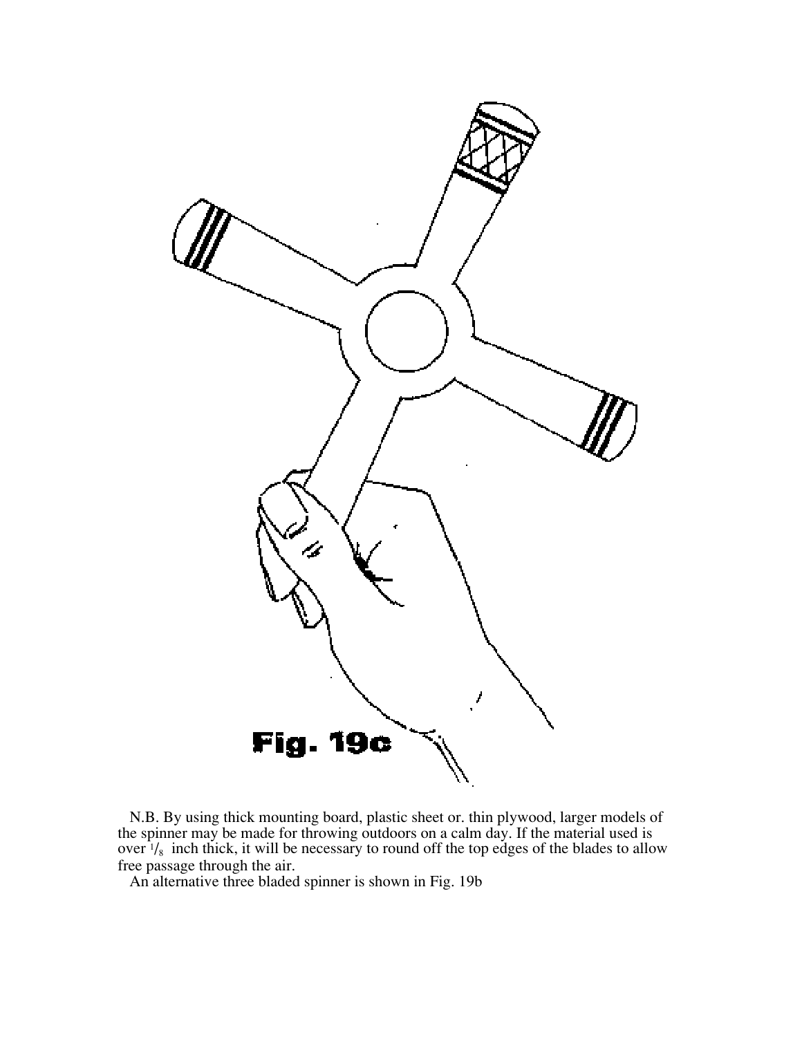Fig. 19c

N.B. By using thick mounting board, plastic sheet or. thin plywood, larger models of the spinner may be made for throwing outdoors on a calm day. If the material used is over $^{1}/_{8}$ inch thick, it will be necessary to round off the top edges of the blades to allow free passage through the air.

An alternative three bladed spinner is shown in Fig. 19b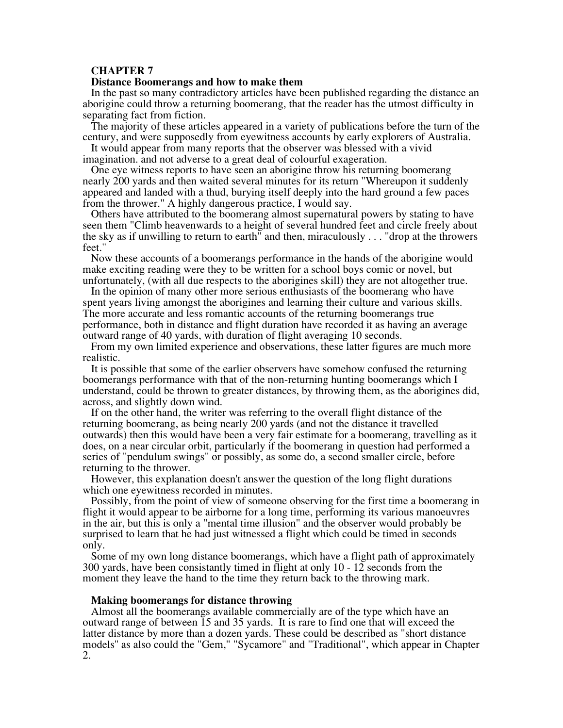# CHAPTER 7

## Distance Boomerangs and how to make them

In the past so many contradictory articles have been published regarding the distance an aborigine could throw a returning boomerang, that the reader has the utmost difficulty in separating fact from fiction.

The majority of these articles appeared in a variety of publications before the turn of the century, and were supposedly from eyewitness accounts by early explorers of Australia.

It would appear from many reports that the observer was blessed with a vivid imagination. and not adverse to a great deal of colourful exageration.

One eye witness reports to have seen an aborigine throw his returning boomerang nearly 200 yards and then waited several minutes for its return "Whereupon it suddenly appeared and landed with a thud, burying itself deeply into the hard ground a few paces from the thrower." A highly dangerous practice, I would say.

Others have attributed to the boomerang almost supernatural powers by stating to have seen them "Climb heavenwards to a height of several hundred feet and circle freely about the sky as if unwilling to return to earth" and then, miraculously . . . "drop at the throwers feet."

Now these accounts of a boomerangs performance in the hands of the aborigine would make exciting reading were they to be written for a school boys comic or novel, but unfortunately, (with all due respects to the aborigines skill) they are not altogether true.

In the opinion of many other more serious enthusiasts of the boomerang who have spent years living amongst the aborigines and learning their culture and various skills. The more accurate and less romantic accounts of the returning boomerangs true performance, both in distance and flight duration have recorded it as having an average outward range of 40 yards, with duration of flight averaging 10 seconds.

From my own limited experience and observations, these latter figures are much more realistic.

It is possible that some of the earlier observers have somehow confused the returning boomerangs performance with that of the non-returning hunting boomerangs which I understand, could be thrown to greater distances, by throwing them, as the aborigines did, across, and slightly down wind.

If on the other hand, the writer was referring to the overall flight distance of the returning boomerang, as being nearly 200 yards (and not the distance it travelled outwards) then this would have been a very fair estimate for a boomerang, travelling as it does, on a near circular orbit, particularly if the boomerang in question had performed a series of "pendulum swings" or possibly, as some do, a second smaller circle, before returning to the thrower.

However, this explanation doesn't answer the question of the long flight durations which one eyewitness recorded in minutes.

Possibly, from the point of view of someone observing for the first time a boomerang in flight it would appear to be airborne for a long time, performing its various manoeuvres in the air, but this is only a "mental time illusion" and the observer would probably be surprised to learn that he had just witnessed a flight which could be timed in seconds only.

Some of my own long distance boomerangs, which have a flight path of approximately 300 yards, have been consistantly timed in flight at only 10 - 12 seconds from the moment they leave the hand to the time they return back to the throwing mark.

### Making boomerangs for distance throwing

Almost all the boomerangs available commercially are of the type which have an outward range of between 15 and 35 yards. It is rare to find one that will exceed the latter distance by more than a dozen yards. These could be described as "short distance models" as also could the "Gem," "Sycamore" and "Traditional", which appear in Chapter 2.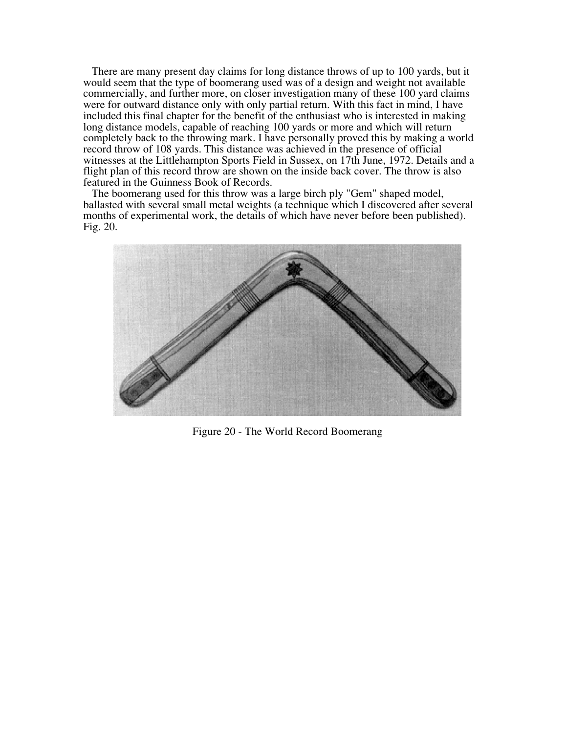There are many present day claims for long distance throws of up to 100 yards, but it would seem that the type of boomerang used was of a design and weight not available commercially, and further more, on closer investigation many of these 100 yard claims were for outward distance only with only partial return. With this fact in mind, I have included this final chapter for the benefit of the enthusiast who is interested in making long distance models, capable of reaching 100 yards or more and which will return completely back to the throwing mark. I have personally proved this by making a world record throw of 108 yards. This distance was achieved in the presence of official witnesses at the Littlehampton Sports Field in Sussex, on 17th June, 1972. Details and a flight plan of this record throw are shown on the inside back cover. The throw is also featured in the Guinness Book of Records.

The boomerang used for this throw was a large birch ply "Gem" shaped model, ballasted with several small metal weights (a technique which I discovered after several months of experimental work, the details of which have never before been published). Fig. 20.

Figure 20 - The World Record Boomerang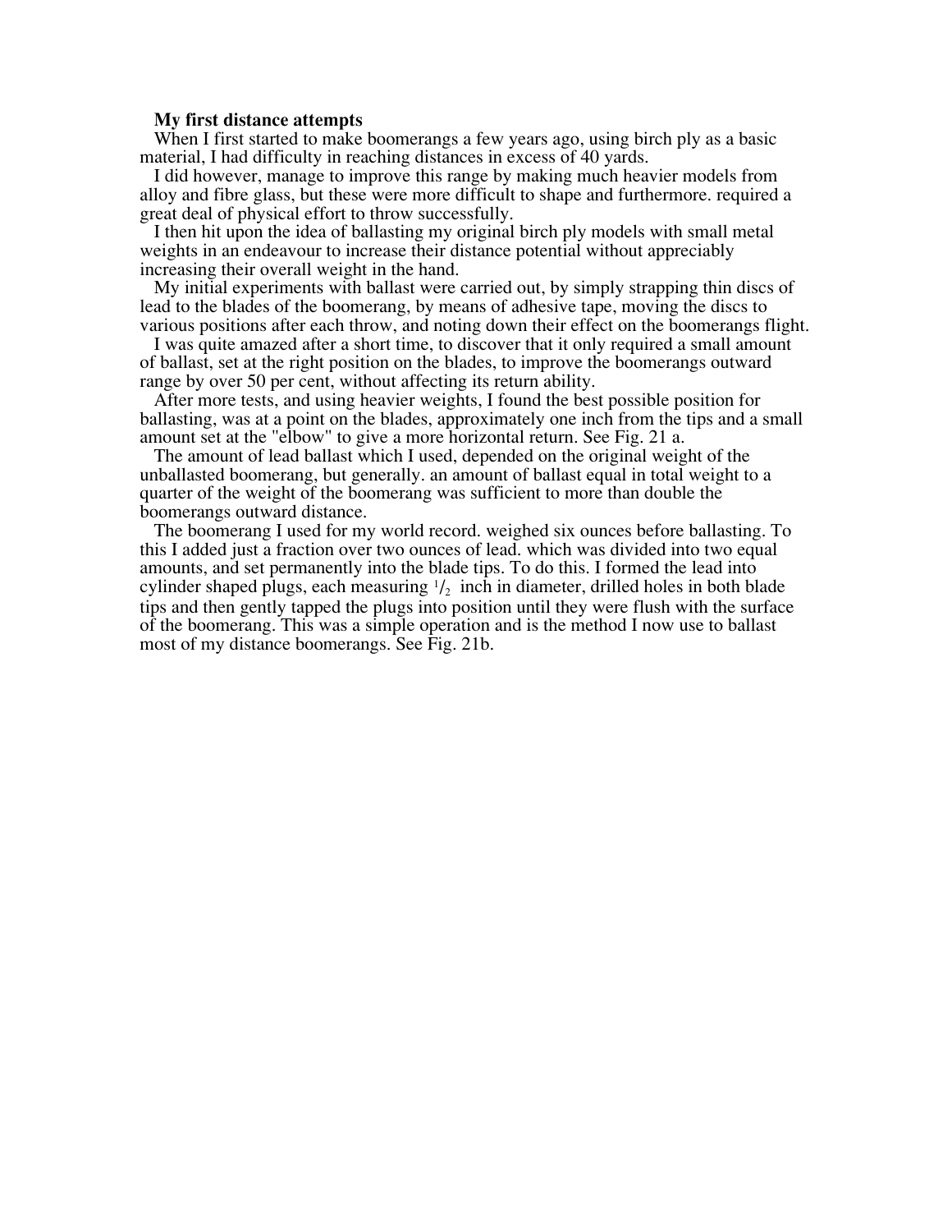**My first distance attempts**

When I first started to make boomerangs a few years ago, using birch ply as a basic material, I had difficulty in reaching distances in excess of 40 yards.

I did however, manage to improve this range by making much heavier models from alloy and fibre glass, but these were more difficult to shape and furthermore. required a great deal of physical effort to throw successfully.

I then hit upon the idea of ballasting my original birch ply models with small metal weights in an endeavour to increase their distance potential without appreciably increasing their overall weight in the hand.

My initial experiments with ballast were carried out, by simply strapping thin discs of lead to the blades of the boomerang, by means of adhesive tape, moving the discs to various positions after each throw, and noting down their effect on the boomerangs flight.

I was quite amazed after a short time, to discover that it only required a small amount of ballast, set at the right position on the blades, to improve the boomerangs outward range by over 50 per cent, without affecting its return ability.

After more tests, and using heavier weights, I found the best possible position for ballasting, was at a point on the blades, approximately one inch from the tips and a small amount set at the "elbow" to give a more horizontal return. See Fig. 21 a.

The amount of lead ballast which I used, depended on the original weight of the unballasted boomerang, but generally. an amount of ballast equal in total weight to a quarter of the weight of the boomerang was sufficient to more than double the boomerangs outward distance.

The boomerang I used for my world record. weighed six ounces before ballasting. To this I added just a fraction over two ounces of lead. which was divided into two equal amounts, and set permanently into the blade tips. To do this. I formed the lead into cylinder shaped plugs, each measuring 1/2 inch in diameter, drilled holes in both blade tips and then gently tapped the plugs into position until they were flush with the surface of the boomerang. This was a simple operation and is the method I now use to ballast most of my distance boomerangs. See Fig. 21b.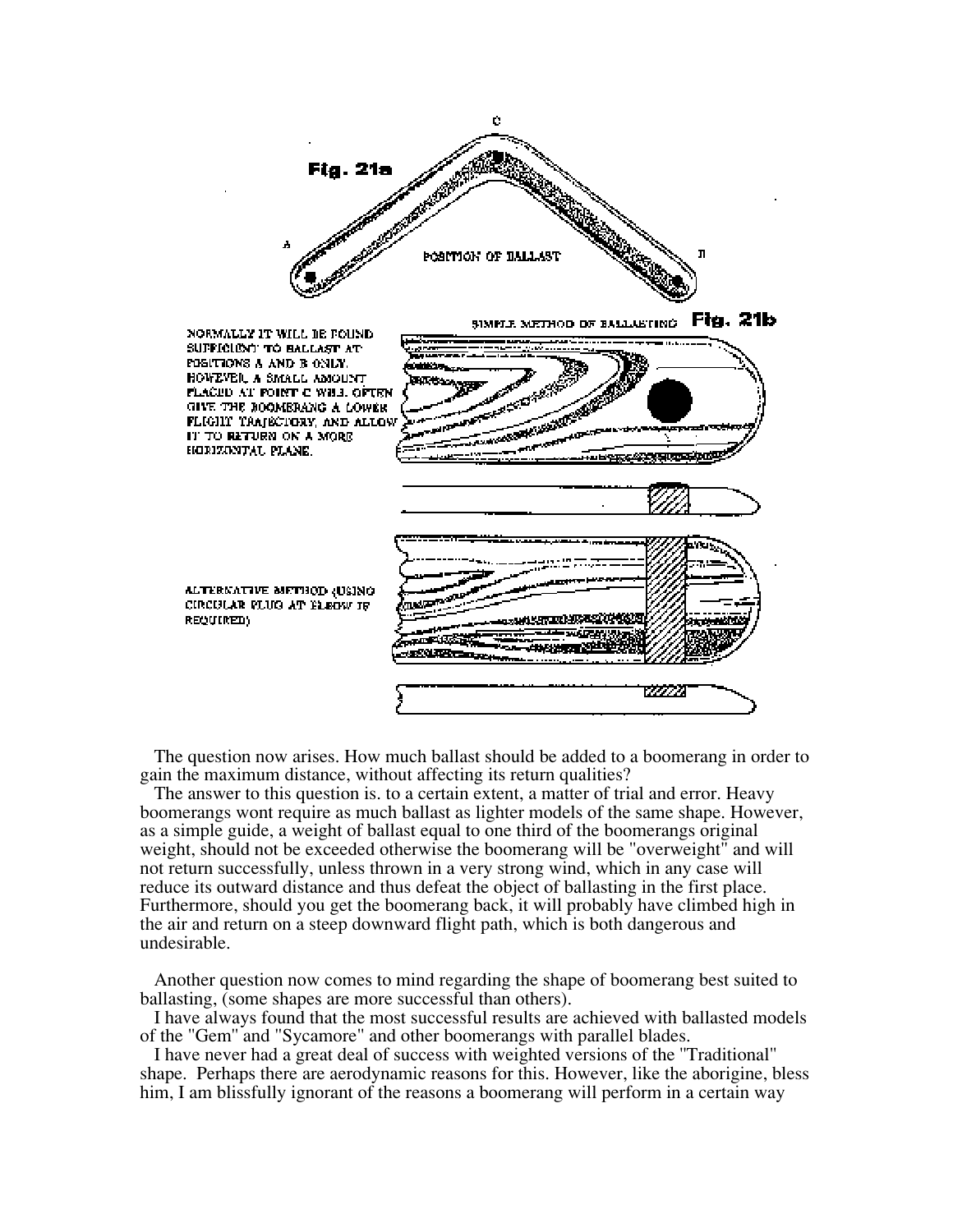Fig. 21a

POSITION OF BALLAST

Fig. 21b

SIMPLE METHOD OF BALLASTING

NORMALLY IT WILL BE FOUND SUFFICIENT TO BALLAST AT POSITIONS A AND B ONLY. HOWEVER, A SMALL AMOUNT PLACED AT POINT C WILL OFTEN GIVE THE BOOMERANG A LOWER FLIGHT TRAJECTORY, AND ALLOW IT TO RETURN ON A MORE HORIZONTAL PLANE.

ALTERNATIVE METHOD (USING CIRCULAR PLUG AT ELBOW IF REQUIRED)

The question now arises. How much ballast should be added to a boomerang in order to gain the maximum distance, without affecting its return qualities?

The answer to this question is. to a certain extent, a matter of trial and error. Heavy boomerangs wont require as much ballast as lighter models of the same shape. However, as a simple guide, a weight of ballast equal to one third of the boomerangs original weight, should not be exceeded otherwise the boomerang will be "overweight" and will not return successfully, unless thrown in a very strong wind, which in any case will reduce its outward distance and thus defeat the object of ballasting in the first place. Furthermore, should you get the boomerang back, it will probably have climbed high in the air and return on a steep downward flight path, which is both dangerous and undesirable.

Another question now comes to mind regarding the shape of boomerang best suited to ballasting, (some shapes are more successful than others).

I have always found that the most successful results are achieved with ballasted models of the "Gem" and "Sycamore" and other boomerangs with parallel blades.

I have never had a great deal of success with weighted versions of the "Traditional" shape. Perhaps there are aerodynamic reasons for this. However, like the aborigine, bless him, I am blissfully ignorant of the reasons a boomerang will perform in a certain way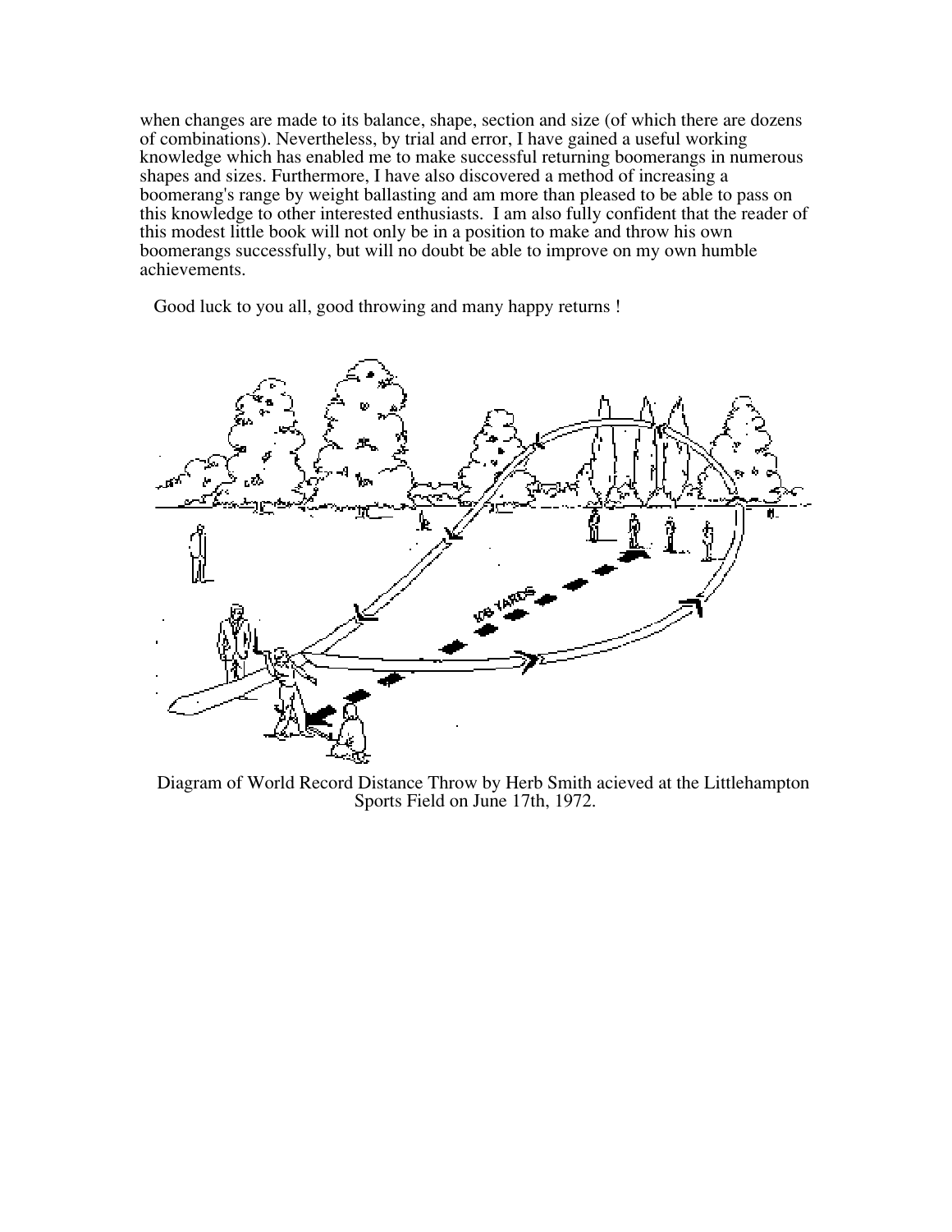when changes are made to its balance, shape, section and size (of which there are dozens of combinations). Nevertheless, by trial and error, I have gained a useful working knowledge which has enabled me to make successful returning boomerangs in numerous shapes and sizes. Furthermore, I have also discovered a method of increasing a boomerang's range by weight ballasting and am more than pleased to be able to pass on this knowledge to other interested enthusiasts.  I am also fully confident that the reader of this modest little book will not only be in a position to make and throw his own boomerangs successfully, but will no doubt be able to improve on my own humble achievements.

Good luck to you all, good throwing and many happy returns !

Diagram of World Record Distance Throw by Herb Smith acieved at the Littlehampton Sports Field on June 17th, 1972.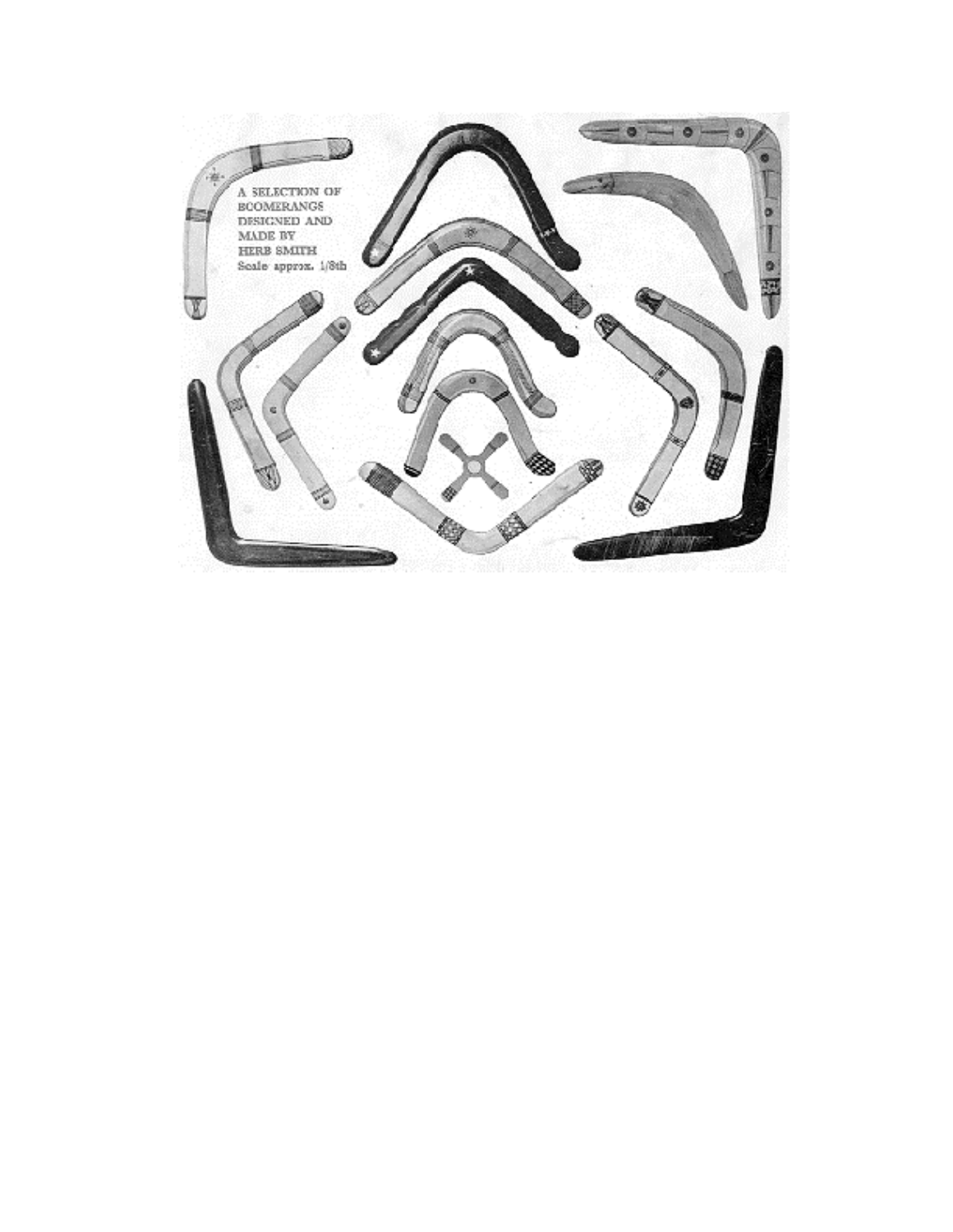A SELECTION OF BOOMERANGS DESIGNED AND MADE BY HERB SMITH Scale approx. 1/8th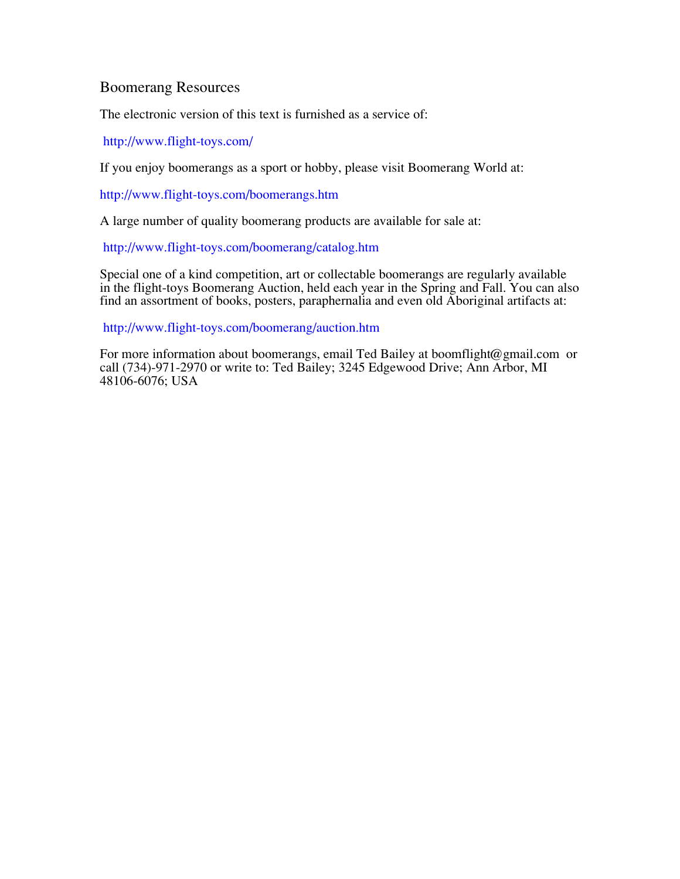## Boomerang Resources

The electronic version of this text is furnished as a service of:

http://www.flight-toys.com/

If you enjoy boomerangs as a sport or hobby, please visit Boomerang World at:

http://www.flight-toys.com/boomerangs.htm

A large number of quality boomerang products are available for sale at:

http://www.flight-toys.com/boomerang/catalog.htm

Special one of a kind competition, art or collectable boomerangs are regularly available in the flight-toys Boomerang Auction, held each year in the Spring and Fall. You can also find an assortment of books, posters, paraphernalia and even old Aboriginal artifacts at:

http://www.flight-toys.com/boomerang/auction.htm

For more information about boomerangs, email Ted Bailey at boomflight@gmail.com or call (734)-971-2970 or write to: Ted Bailey; 3245 Edgewood Drive; Ann Arbor, MI 48106-6076; USA